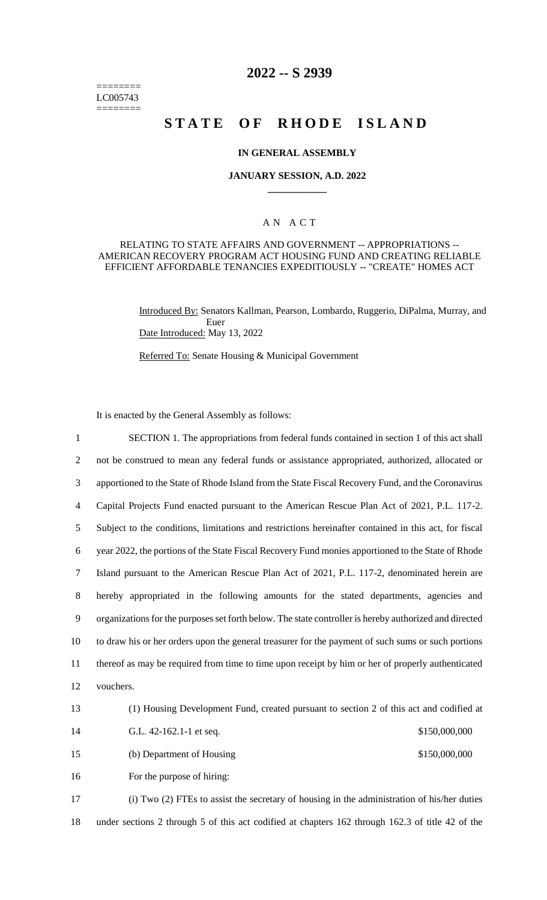========
LC005743
========

# 2022 -- S 2939

# STATE OF RHODE ISLAND

## IN GENERAL ASSEMBLY

### JANUARY SESSION, A.D. 2022

____________

A N A C T

RELATING TO STATE AFFAIRS AND GOVERNMENT -- APPROPRIATIONS -- AMERICAN RECOVERY PROGRAM ACT HOUSING FUND AND CREATING RELIABLE EFFICIENT AFFORDABLE TENANCIES EXPEDITIOUSLY -- "CREATE" HOMES ACT

Introduced By: Senators Kallman, Pearson, Lombardo, Ruggerio, DiPalma, Murray, and Euer

Date Introduced: May 13, 2022

Referred To: Senate Housing & Municipal Government

It is enacted by the General Assembly as follows:

1 SECTION 1. The appropriations from federal funds contained in section 1 of this act shall
2 not be construed to mean any federal funds or assistance appropriated, authorized, allocated or
3 apportioned to the State of Rhode Island from the State Fiscal Recovery Fund, and the Coronavirus
4 Capital Projects Fund enacted pursuant to the American Rescue Plan Act of 2021, P.L. 117-2.
5 Subject to the conditions, limitations and restrictions hereinafter contained in this act, for fiscal
6 year 2022, the portions of the State Fiscal Recovery Fund monies apportioned to the State of Rhode
7 Island pursuant to the American Rescue Plan Act of 2021, P.L. 117-2, denominated herein are
8 hereby appropriated in the following amounts for the stated departments, agencies and
9 organizations for the purposes set forth below. The state controller is hereby authorized and directed
10 to draw his or her orders upon the general treasurer for the payment of such sums or such portions
11 thereof as may be required from time to time upon receipt by him or her of properly authenticated
12 vouchers.

13 (1) Housing Development Fund, created pursuant to section 2 of this act and codified at
14 G.L. 42-162.1-1 et seq. $150,000,000

15 (b) Department of Housing $150,000,000

16 For the purpose of hiring:

17 (i) Two (2) FTEs to assist the secretary of housing in the administration of his/her duties
18 under sections 2 through 5 of this act codified at chapters 162 through 162.3 of title 42 of the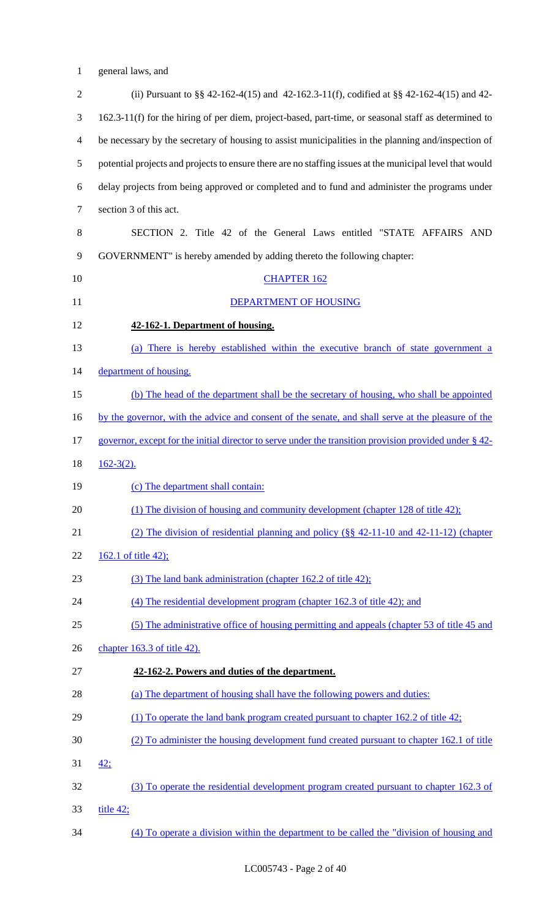general laws, and

(ii) Pursuant to §§ 42-162-4(15) and 42-162.3-11(f), codified at §§ 42-162-4(15) and 42-162.3-11(f) for the hiring of per diem, project-based, part-time, or seasonal staff as determined to be necessary by the secretary of housing to assist municipalities in the planning and/inspection of potential projects and projects to ensure there are no staffing issues at the municipal level that would delay projects from being approved or completed and to fund and administer the programs under section 3 of this act.

SECTION 2. Title 42 of the General Laws entitled "STATE AFFAIRS AND GOVERNMENT" is hereby amended by adding thereto the following chapter:

CHAPTER 162

DEPARTMENT OF HOUSING

**42-162-1. Department of housing.**

(a) There is hereby established within the executive branch of state government a department of housing.

(b) The head of the department shall be the secretary of housing, who shall be appointed by the governor, with the advice and consent of the senate, and shall serve at the pleasure of the governor, except for the initial director to serve under the transition provision provided under § 42-162-3(2).

(c) The department shall contain:

(1) The division of housing and community development (chapter 128 of title 42);

(2) The division of residential planning and policy (§§ 42-11-10 and 42-11-12) (chapter 162.1 of title 42);

(3) The land bank administration (chapter 162.2 of title 42);

(4) The residential development program (chapter 162.3 of title 42); and

(5) The administrative office of housing permitting and appeals (chapter 53 of title 45 and chapter 163.3 of title 42).

**42-162-2. Powers and duties of the department.**

(a) The department of housing shall have the following powers and duties:

(1) To operate the land bank program created pursuant to chapter 162.2 of title 42;

(2) To administer the housing development fund created pursuant to chapter 162.1 of title 42;

(3) To operate the residential development program created pursuant to chapter 162.3 of title 42;

(4) To operate a division within the department to be called the "division of housing and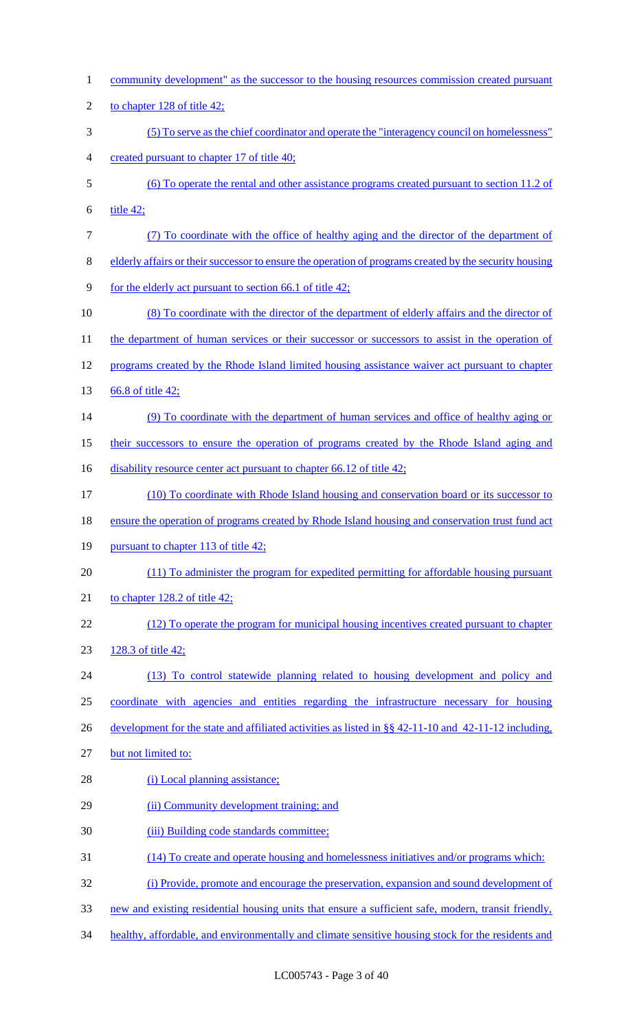community development" as the successor to the housing resources commission created pursuant to chapter 128 of title 42;

(5) To serve as the chief coordinator and operate the "interagency council on homelessness" created pursuant to chapter 17 of title 40;

(6) To operate the rental and other assistance programs created pursuant to section 11.2 of title 42;

(7) To coordinate with the office of healthy aging and the director of the department of elderly affairs or their successor to ensure the operation of programs created by the security housing for the elderly act pursuant to section 66.1 of title 42;

(8) To coordinate with the director of the department of elderly affairs and the director of the department of human services or their successor or successors to assist in the operation of programs created by the Rhode Island limited housing assistance waiver act pursuant to chapter 66.8 of title 42;

(9) To coordinate with the department of human services and office of healthy aging or their successors to ensure the operation of programs created by the Rhode Island aging and disability resource center act pursuant to chapter 66.12 of title 42;

(10) To coordinate with Rhode Island housing and conservation board or its successor to ensure the operation of programs created by Rhode Island housing and conservation trust fund act pursuant to chapter 113 of title 42;

(11) To administer the program for expedited permitting for affordable housing pursuant to chapter 128.2 of title 42;

(12) To operate the program for municipal housing incentives created pursuant to chapter 128.3 of title 42;

(13) To control statewide planning related to housing development and policy and coordinate with agencies and entities regarding the infrastructure necessary for housing development for the state and affiliated activities as listed in §§ 42-11-10 and 42-11-12 including, but not limited to:

(i) Local planning assistance;

(ii) Community development training; and

(iii) Building code standards committee;

(14) To create and operate housing and homelessness initiatives and/or programs which:

(i) Provide, promote and encourage the preservation, expansion and sound development of new and existing residential housing units that ensure a sufficient safe, modern, transit friendly, healthy, affordable, and environmentally and climate sensitive housing stock for the residents and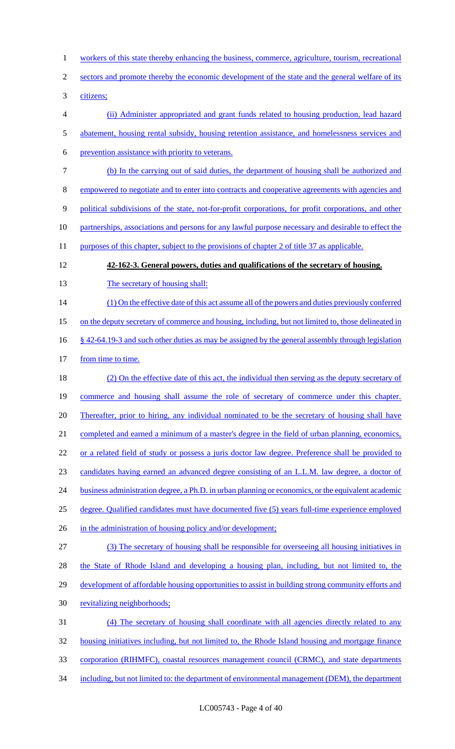workers of this state thereby enhancing the business, commerce, agriculture, tourism, recreational sectors and promote thereby the economic development of the state and the general welfare of its citizens;

(ii) Administer appropriated and grant funds related to housing production, lead hazard abatement, housing rental subsidy, housing retention assistance, and homelessness services and prevention assistance with priority to veterans.

(b) In the carrying out of said duties, the department of housing shall be authorized and empowered to negotiate and to enter into contracts and cooperative agreements with agencies and political subdivisions of the state, not-for-profit corporations, for profit corporations, and other partnerships, associations and persons for any lawful purpose necessary and desirable to effect the purposes of this chapter, subject to the provisions of chapter 2 of title 37 as applicable.

**42-162-3. General powers, duties and qualifications of the secretary of housing.**

The secretary of housing shall:

(1) On the effective date of this act assume all of the powers and duties previously conferred on the deputy secretary of commerce and housing, including, but not limited to, those delineated in § 42-64.19-3 and such other duties as may be assigned by the general assembly through legislation from time to time.

(2) On the effective date of this act, the individual then serving as the deputy secretary of commerce and housing shall assume the role of secretary of commerce under this chapter. Thereafter, prior to hiring, any individual nominated to be the secretary of housing shall have completed and earned a minimum of a master's degree in the field of urban planning, economics, or a related field of study or possess a juris doctor law degree. Preference shall be provided to candidates having earned an advanced degree consisting of an L.L.M. law degree, a doctor of business administration degree, a Ph.D. in urban planning or economics, or the equivalent academic degree. Qualified candidates must have documented five (5) years full-time experience employed in the administration of housing policy and/or development;

(3) The secretary of housing shall be responsible for overseeing all housing initiatives in the State of Rhode Island and developing a housing plan, including, but not limited to, the development of affordable housing opportunities to assist in building strong community efforts and revitalizing neighborhoods;

(4) The secretary of housing shall coordinate with all agencies directly related to any housing initiatives including, but not limited to, the Rhode Island housing and mortgage finance corporation (RIHMFC), coastal resources management council (CRMC), and state departments including, but not limited to: the department of environmental management (DEM), the department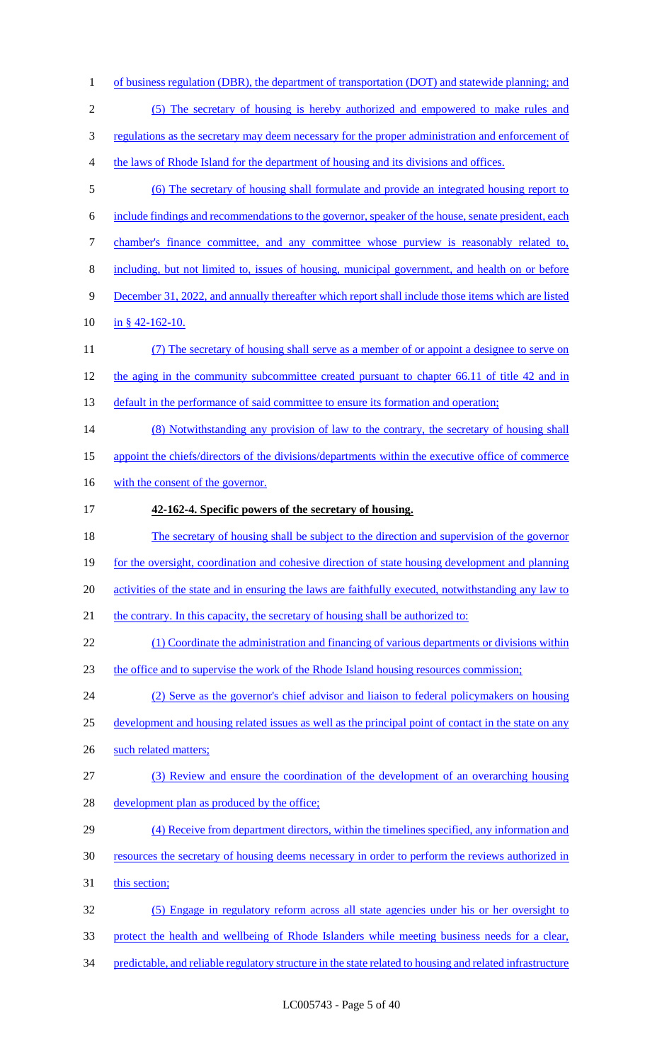of business regulation (DBR), the department of transportation (DOT) and statewide planning; and

(5) The secretary of housing is hereby authorized and empowered to make rules and regulations as the secretary may deem necessary for the proper administration and enforcement of the laws of Rhode Island for the department of housing and its divisions and offices.

(6) The secretary of housing shall formulate and provide an integrated housing report to include findings and recommendations to the governor, speaker of the house, senate president, each chamber's finance committee, and any committee whose purview is reasonably related to, including, but not limited to, issues of housing, municipal government, and health on or before December 31, 2022, and annually thereafter which report shall include those items which are listed in § 42-162-10.

(7) The secretary of housing shall serve as a member of or appoint a designee to serve on the aging in the community subcommittee created pursuant to chapter 66.11 of title 42 and in default in the performance of said committee to ensure its formation and operation;

(8) Notwithstanding any provision of law to the contrary, the secretary of housing shall appoint the chiefs/directors of the divisions/departments within the executive office of commerce with the consent of the governor.

**42-162-4. Specific powers of the secretary of housing.**

The secretary of housing shall be subject to the direction and supervision of the governor for the oversight, coordination and cohesive direction of state housing development and planning activities of the state and in ensuring the laws are faithfully executed, notwithstanding any law to the contrary. In this capacity, the secretary of housing shall be authorized to:

(1) Coordinate the administration and financing of various departments or divisions within the office and to supervise the work of the Rhode Island housing resources commission;

(2) Serve as the governor's chief advisor and liaison to federal policymakers on housing development and housing related issues as well as the principal point of contact in the state on any such related matters;

(3) Review and ensure the coordination of the development of an overarching housing development plan as produced by the office;

(4) Receive from department directors, within the timelines specified, any information and resources the secretary of housing deems necessary in order to perform the reviews authorized in this section;

(5) Engage in regulatory reform across all state agencies under his or her oversight to protect the health and wellbeing of Rhode Islanders while meeting business needs for a clear, predictable, and reliable regulatory structure in the state related to housing and related infrastructure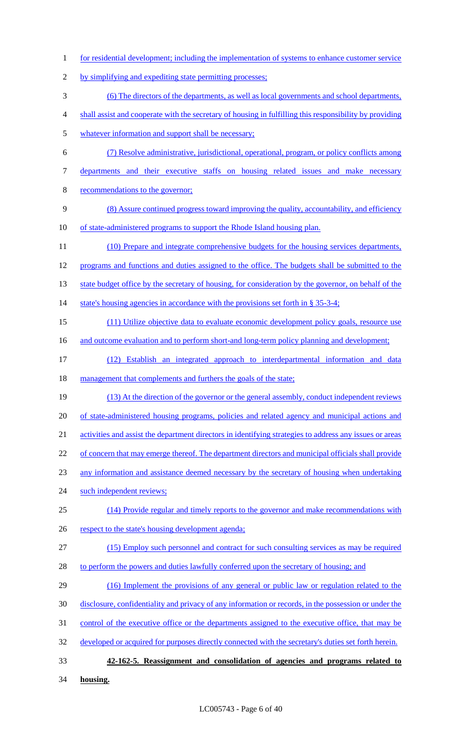for residential development; including the implementation of systems to enhance customer service by simplifying and expediting state permitting processes;

(6) The directors of the departments, as well as local governments and school departments, shall assist and cooperate with the secretary of housing in fulfilling this responsibility by providing whatever information and support shall be necessary;

(7) Resolve administrative, jurisdictional, operational, program, or policy conflicts among departments and their executive staffs on housing related issues and make necessary recommendations to the governor;

(8) Assure continued progress toward improving the quality, accountability, and efficiency of state-administered programs to support the Rhode Island housing plan.

(10) Prepare and integrate comprehensive budgets for the housing services departments, programs and functions and duties assigned to the office. The budgets shall be submitted to the state budget office by the secretary of housing, for consideration by the governor, on behalf of the state's housing agencies in accordance with the provisions set forth in § 35-3-4;

(11) Utilize objective data to evaluate economic development policy goals, resource use and outcome evaluation and to perform short-and long-term policy planning and development;

(12) Establish an integrated approach to interdepartmental information and data management that complements and furthers the goals of the state;

(13) At the direction of the governor or the general assembly, conduct independent reviews of state-administered housing programs, policies and related agency and municipal actions and activities and assist the department directors in identifying strategies to address any issues or areas of concern that may emerge thereof. The department directors and municipal officials shall provide any information and assistance deemed necessary by the secretary of housing when undertaking such independent reviews;

(14) Provide regular and timely reports to the governor and make recommendations with respect to the state's housing development agenda;

(15) Employ such personnel and contract for such consulting services as may be required to perform the powers and duties lawfully conferred upon the secretary of housing; and

(16) Implement the provisions of any general or public law or regulation related to the disclosure, confidentiality and privacy of any information or records, in the possession or under the control of the executive office or the departments assigned to the executive office, that may be developed or acquired for purposes directly connected with the secretary's duties set forth herein.

**42-162-5. Reassignment and consolidation of agencies and programs related to housing.**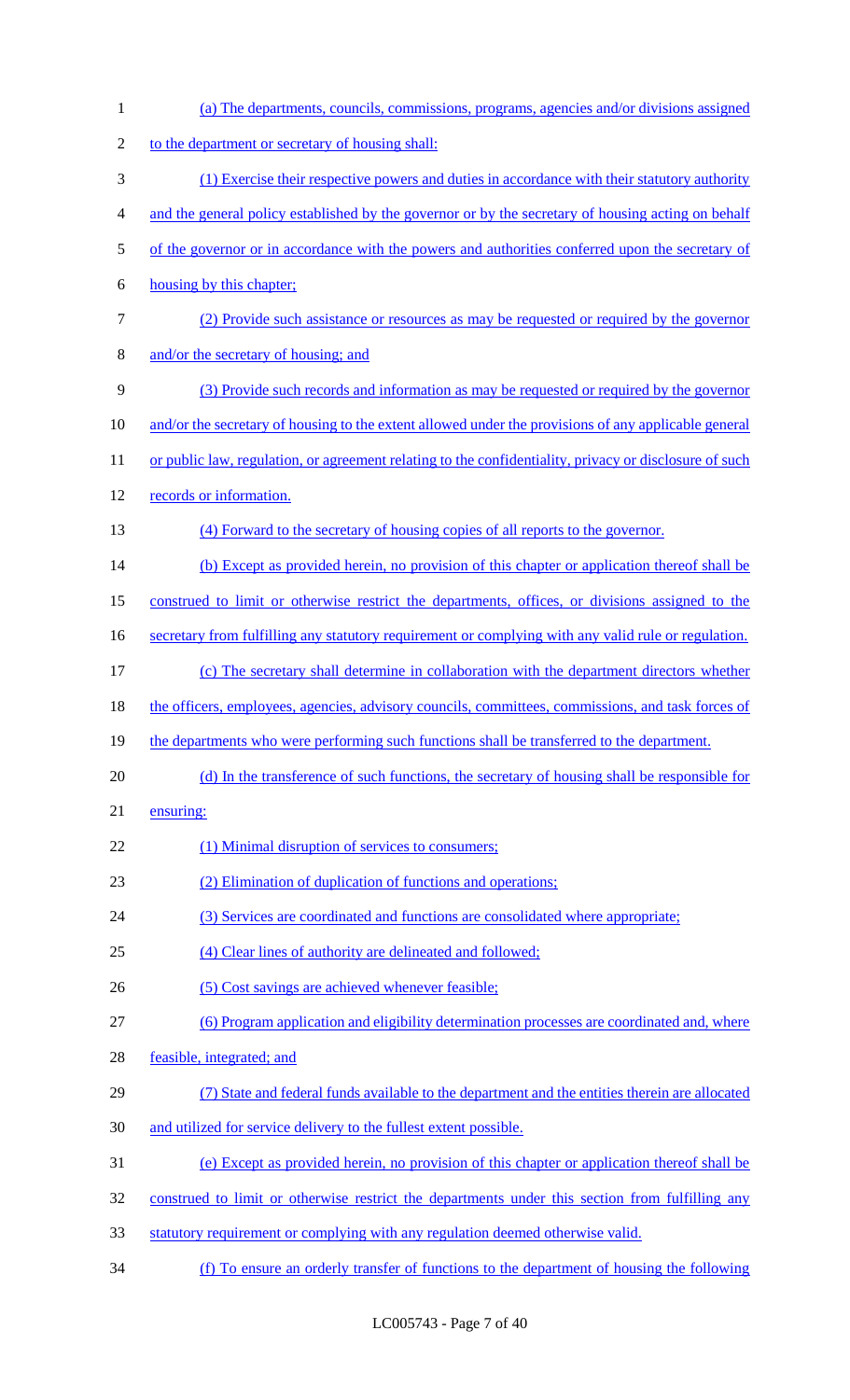(a) The departments, councils, commissions, programs, agencies and/or divisions assigned to the department or secretary of housing shall:

(1) Exercise their respective powers and duties in accordance with their statutory authority and the general policy established by the governor or by the secretary of housing acting on behalf of the governor or in accordance with the powers and authorities conferred upon the secretary of housing by this chapter;

(2) Provide such assistance or resources as may be requested or required by the governor and/or the secretary of housing; and

(3) Provide such records and information as may be requested or required by the governor and/or the secretary of housing to the extent allowed under the provisions of any applicable general or public law, regulation, or agreement relating to the confidentiality, privacy or disclosure of such records or information.

(4) Forward to the secretary of housing copies of all reports to the governor.

(b) Except as provided herein, no provision of this chapter or application thereof shall be construed to limit or otherwise restrict the departments, offices, or divisions assigned to the secretary from fulfilling any statutory requirement or complying with any valid rule or regulation.

(c) The secretary shall determine in collaboration with the department directors whether the officers, employees, agencies, advisory councils, committees, commissions, and task forces of the departments who were performing such functions shall be transferred to the department.

(d) In the transference of such functions, the secretary of housing shall be responsible for ensuring:

(1) Minimal disruption of services to consumers;

(2) Elimination of duplication of functions and operations;

(3) Services are coordinated and functions are consolidated where appropriate;

(4) Clear lines of authority are delineated and followed;

(5) Cost savings are achieved whenever feasible;

(6) Program application and eligibility determination processes are coordinated and, where feasible, integrated; and

(7) State and federal funds available to the department and the entities therein are allocated and utilized for service delivery to the fullest extent possible.

(e) Except as provided herein, no provision of this chapter or application thereof shall be construed to limit or otherwise restrict the departments under this section from fulfilling any statutory requirement or complying with any regulation deemed otherwise valid.

(f) To ensure an orderly transfer of functions to the department of housing the following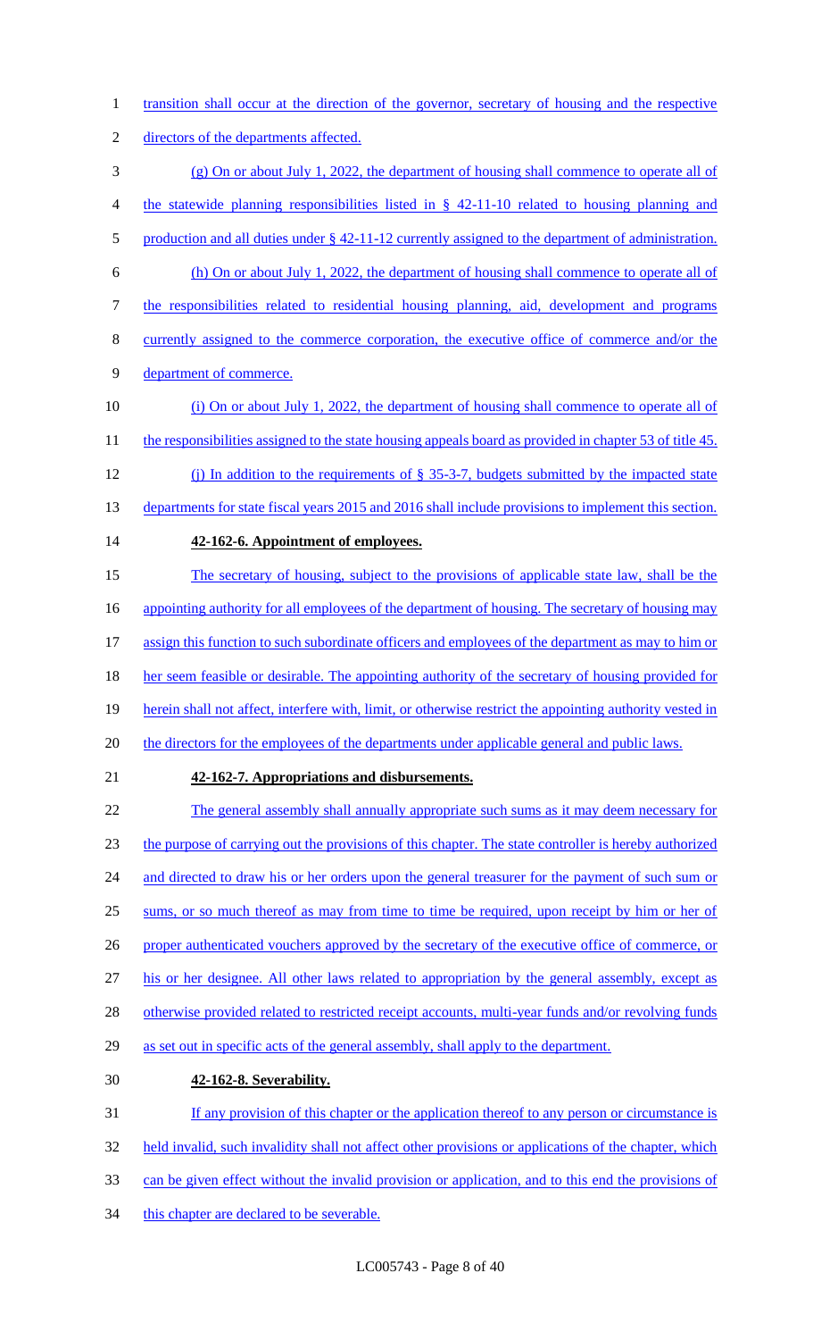transition shall occur at the direction of the governor, secretary of housing and the respective directors of the departments affected.

(g) On or about July 1, 2022, the department of housing shall commence to operate all of the statewide planning responsibilities listed in § 42-11-10 related to housing planning and production and all duties under § 42-11-12 currently assigned to the department of administration.

(h) On or about July 1, 2022, the department of housing shall commence to operate all of the responsibilities related to residential housing planning, aid, development and programs currently assigned to the commerce corporation, the executive office of commerce and/or the department of commerce.

(i) On or about July 1, 2022, the department of housing shall commence to operate all of the responsibilities assigned to the state housing appeals board as provided in chapter 53 of title 45.

(j) In addition to the requirements of § 35-3-7, budgets submitted by the impacted state departments for state fiscal years 2015 and 2016 shall include provisions to implement this section.

**42-162-6. Appointment of employees.**

The secretary of housing, subject to the provisions of applicable state law, shall be the appointing authority for all employees of the department of housing. The secretary of housing may assign this function to such subordinate officers and employees of the department as may to him or her seem feasible or desirable. The appointing authority of the secretary of housing provided for herein shall not affect, interfere with, limit, or otherwise restrict the appointing authority vested in the directors for the employees of the departments under applicable general and public laws.

**42-162-7. Appropriations and disbursements.**

The general assembly shall annually appropriate such sums as it may deem necessary for the purpose of carrying out the provisions of this chapter. The state controller is hereby authorized and directed to draw his or her orders upon the general treasurer for the payment of such sum or sums, or so much thereof as may from time to time be required, upon receipt by him or her of proper authenticated vouchers approved by the secretary of the executive office of commerce, or his or her designee. All other laws related to appropriation by the general assembly, except as otherwise provided related to restricted receipt accounts, multi-year funds and/or revolving funds as set out in specific acts of the general assembly, shall apply to the department.

**42-162-8. Severability.**

If any provision of this chapter or the application thereof to any person or circumstance is held invalid, such invalidity shall not affect other provisions or applications of the chapter, which can be given effect without the invalid provision or application, and to this end the provisions of this chapter are declared to be severable.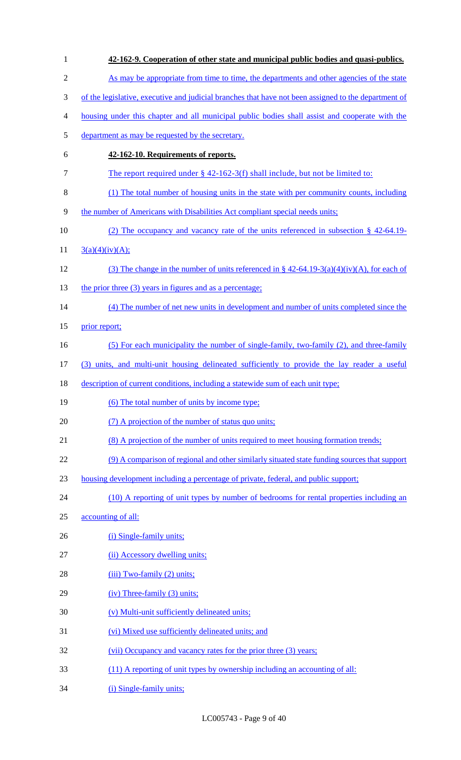**42-162-9. Cooperation of other state and municipal public bodies and quasi-publics.**

As may be appropriate from time to time, the departments and other agencies of the state of the legislative, executive and judicial branches that have not been assigned to the department of housing under this chapter and all municipal public bodies shall assist and cooperate with the department as may be requested by the secretary.

**42-162-10. Requirements of reports.**

The report required under § 42-162-3(f) shall include, but not be limited to:

(1) The total number of housing units in the state with per community counts, including the number of Americans with Disabilities Act compliant special needs units;

(2) The occupancy and vacancy rate of the units referenced in subsection § 42-64.19-3(a)(4)(iv)(A);

(3) The change in the number of units referenced in § 42-64.19-3(a)(4)(iv)(A), for each of the prior three (3) years in figures and as a percentage;

(4) The number of net new units in development and number of units completed since the prior report;

(5) For each municipality the number of single-family, two-family (2), and three-family (3) units, and multi-unit housing delineated sufficiently to provide the lay reader a useful description of current conditions, including a statewide sum of each unit type;

(6) The total number of units by income type;

(7) A projection of the number of status quo units;

(8) A projection of the number of units required to meet housing formation trends;

(9) A comparison of regional and other similarly situated state funding sources that support housing development including a percentage of private, federal, and public support;

(10) A reporting of unit types by number of bedrooms for rental properties including an accounting of all:

(i) Single-family units;

(ii) Accessory dwelling units;

(iii) Two-family (2) units;

(iv) Three-family (3) units;

(v) Multi-unit sufficiently delineated units;

(vi) Mixed use sufficiently delineated units; and

(vii) Occupancy and vacancy rates for the prior three (3) years;

(11) A reporting of unit types by ownership including an accounting of all:

(i) Single-family units;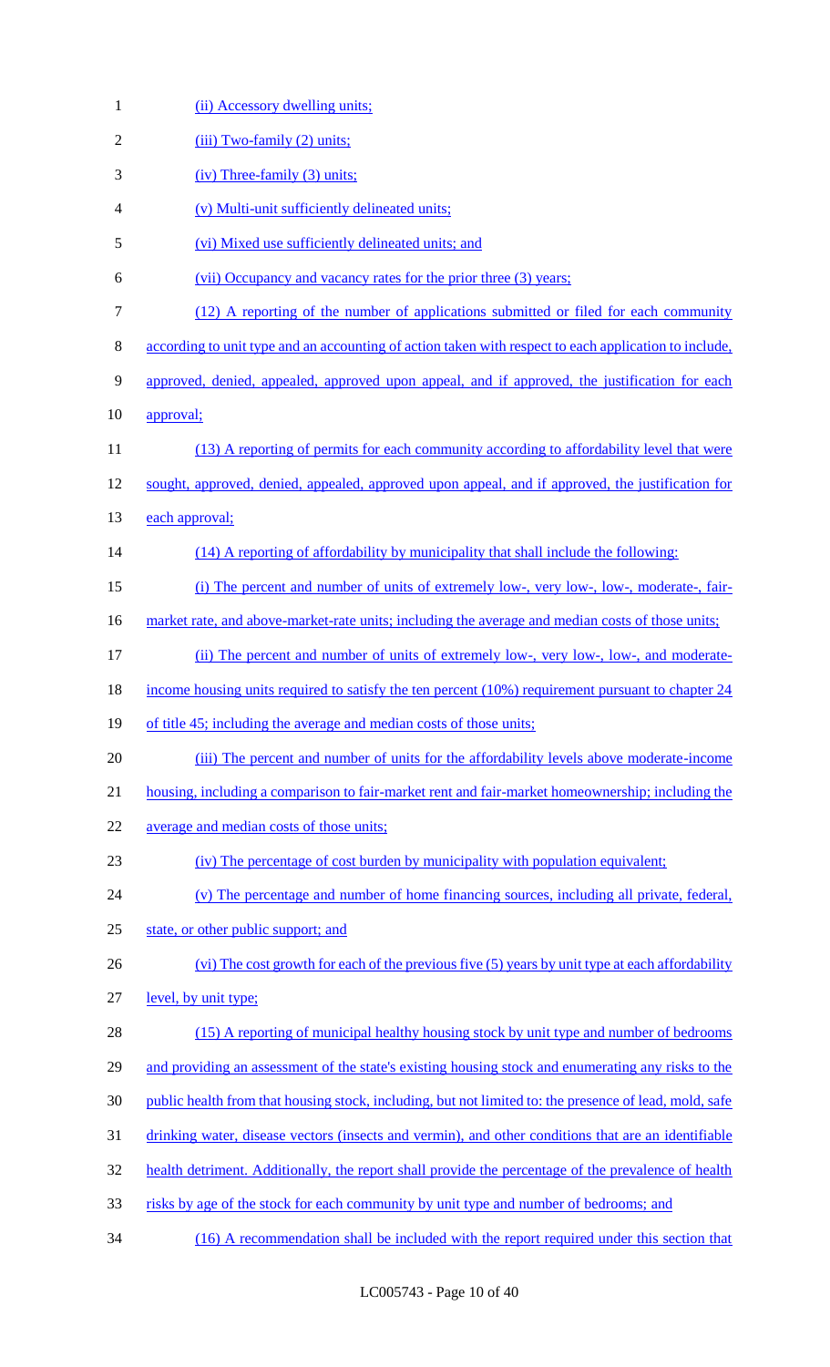(ii) Accessory dwelling units;

(iii) Two-family (2) units;

(iv) Three-family (3) units;

(v) Multi-unit sufficiently delineated units;

(vi) Mixed use sufficiently delineated units; and

(vii) Occupancy and vacancy rates for the prior three (3) years;

(12) A reporting of the number of applications submitted or filed for each community according to unit type and an accounting of action taken with respect to each application to include, approved, denied, appealed, approved upon appeal, and if approved, the justification for each approval;

(13) A reporting of permits for each community according to affordability level that were sought, approved, denied, appealed, approved upon appeal, and if approved, the justification for each approval;

(14) A reporting of affordability by municipality that shall include the following:

(i) The percent and number of units of extremely low-, very low-, low-, moderate-, fair-market rate, and above-market-rate units; including the average and median costs of those units;

(ii) The percent and number of units of extremely low-, very low-, low-, and moderate-income housing units required to satisfy the ten percent (10%) requirement pursuant to chapter 24 of title 45; including the average and median costs of those units;

(iii) The percent and number of units for the affordability levels above moderate-income housing, including a comparison to fair-market rent and fair-market homeownership; including the average and median costs of those units;

(iv) The percentage of cost burden by municipality with population equivalent;

(v) The percentage and number of home financing sources, including all private, federal, state, or other public support; and

(vi) The cost growth for each of the previous five (5) years by unit type at each affordability level, by unit type;

(15) A reporting of municipal healthy housing stock by unit type and number of bedrooms and providing an assessment of the state's existing housing stock and enumerating any risks to the public health from that housing stock, including, but not limited to: the presence of lead, mold, safe drinking water, disease vectors (insects and vermin), and other conditions that are an identifiable health detriment. Additionally, the report shall provide the percentage of the prevalence of health risks by age of the stock for each community by unit type and number of bedrooms; and

(16) A recommendation shall be included with the report required under this section that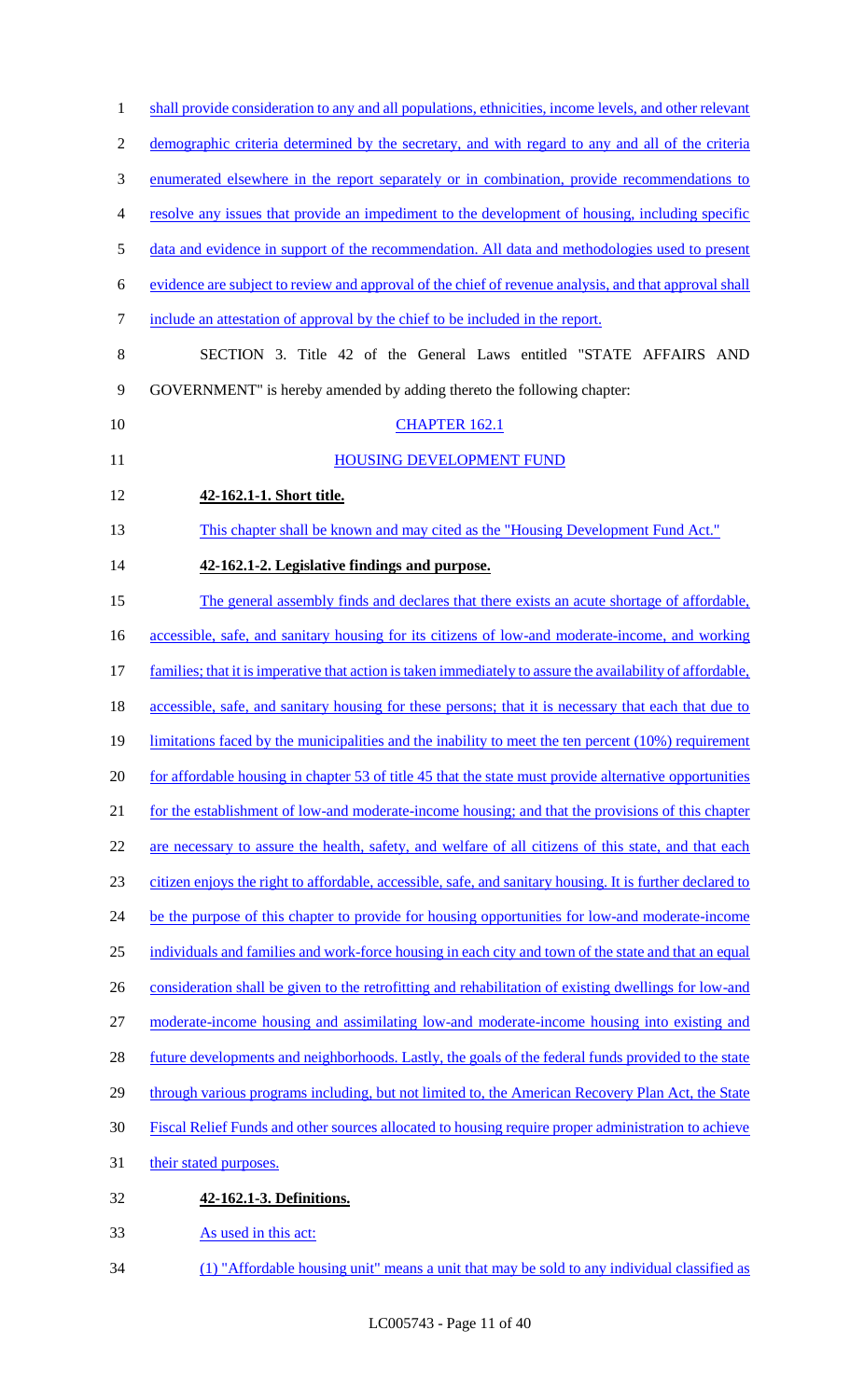shall provide consideration to any and all populations, ethnicities, income levels, and other relevant demographic criteria determined by the secretary, and with regard to any and all of the criteria enumerated elsewhere in the report separately or in combination, provide recommendations to resolve any issues that provide an impediment to the development of housing, including specific data and evidence in support of the recommendation. All data and methodologies used to present evidence are subject to review and approval of the chief of revenue analysis, and that approval shall include an attestation of approval by the chief to be included in the report.

SECTION 3. Title 42 of the General Laws entitled "STATE AFFAIRS AND GOVERNMENT" is hereby amended by adding thereto the following chapter:

CHAPTER 162.1

HOUSING DEVELOPMENT FUND

**42-162.1-1. Short title.**

This chapter shall be known and may cited as the "Housing Development Fund Act."

**42-162.1-2. Legislative findings and purpose.**

The general assembly finds and declares that there exists an acute shortage of affordable, accessible, safe, and sanitary housing for its citizens of low-and moderate-income, and working families; that it is imperative that action is taken immediately to assure the availability of affordable, accessible, safe, and sanitary housing for these persons; that it is necessary that each that due to limitations faced by the municipalities and the inability to meet the ten percent (10%) requirement for affordable housing in chapter 53 of title 45 that the state must provide alternative opportunities for the establishment of low-and moderate-income housing; and that the provisions of this chapter are necessary to assure the health, safety, and welfare of all citizens of this state, and that each citizen enjoys the right to affordable, accessible, safe, and sanitary housing. It is further declared to be the purpose of this chapter to provide for housing opportunities for low-and moderate-income individuals and families and work-force housing in each city and town of the state and that an equal consideration shall be given to the retrofitting and rehabilitation of existing dwellings for low-and moderate-income housing and assimilating low-and moderate-income housing into existing and future developments and neighborhoods. Lastly, the goals of the federal funds provided to the state through various programs including, but not limited to, the American Recovery Plan Act, the State Fiscal Relief Funds and other sources allocated to housing require proper administration to achieve their stated purposes.

**42-162.1-3. Definitions.**

As used in this act:

(1) "Affordable housing unit" means a unit that may be sold to any individual classified as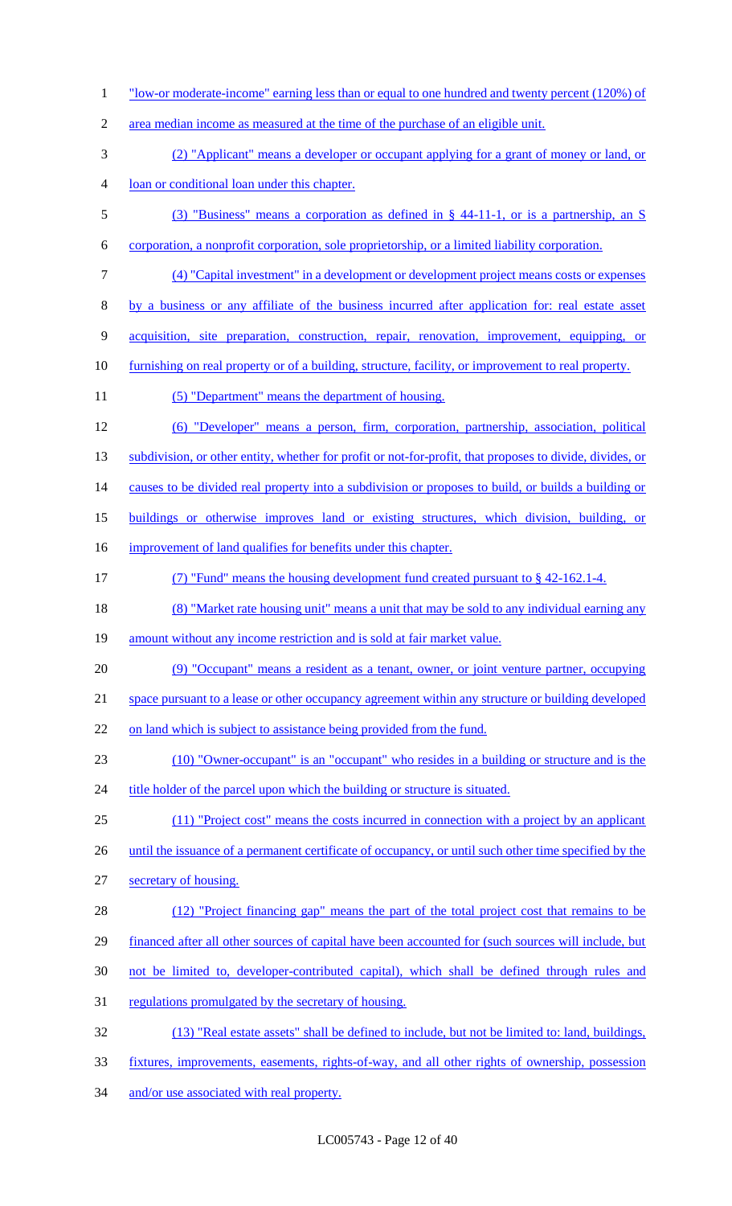"low-or moderate-income" earning less than or equal to one hundred and twenty percent (120%) of area median income as measured at the time of the purchase of an eligible unit.

(2) "Applicant" means a developer or occupant applying for a grant of money or land, or loan or conditional loan under this chapter.

(3) "Business" means a corporation as defined in § 44-11-1, or is a partnership, an S corporation, a nonprofit corporation, sole proprietorship, or a limited liability corporation.

(4) "Capital investment" in a development or development project means costs or expenses by a business or any affiliate of the business incurred after application for: real estate asset acquisition, site preparation, construction, repair, renovation, improvement, equipping, or furnishing on real property or of a building, structure, facility, or improvement to real property.

(5) "Department" means the department of housing.

(6) "Developer" means a person, firm, corporation, partnership, association, political subdivision, or other entity, whether for profit or not-for-profit, that proposes to divide, divides, or causes to be divided real property into a subdivision or proposes to build, or builds a building or buildings or otherwise improves land or existing structures, which division, building, or improvement of land qualifies for benefits under this chapter.

(7) "Fund" means the housing development fund created pursuant to § 42-162.1-4.

(8) "Market rate housing unit" means a unit that may be sold to any individual earning any amount without any income restriction and is sold at fair market value.

(9) "Occupant" means a resident as a tenant, owner, or joint venture partner, occupying space pursuant to a lease or other occupancy agreement within any structure or building developed on land which is subject to assistance being provided from the fund.

(10) "Owner-occupant" is an "occupant" who resides in a building or structure and is the title holder of the parcel upon which the building or structure is situated.

(11) "Project cost" means the costs incurred in connection with a project by an applicant until the issuance of a permanent certificate of occupancy, or until such other time specified by the secretary of housing.

(12) "Project financing gap" means the part of the total project cost that remains to be financed after all other sources of capital have been accounted for (such sources will include, but not be limited to, developer-contributed capital), which shall be defined through rules and regulations promulgated by the secretary of housing.

(13) "Real estate assets" shall be defined to include, but not be limited to: land, buildings, fixtures, improvements, easements, rights-of-way, and all other rights of ownership, possession and/or use associated with real property.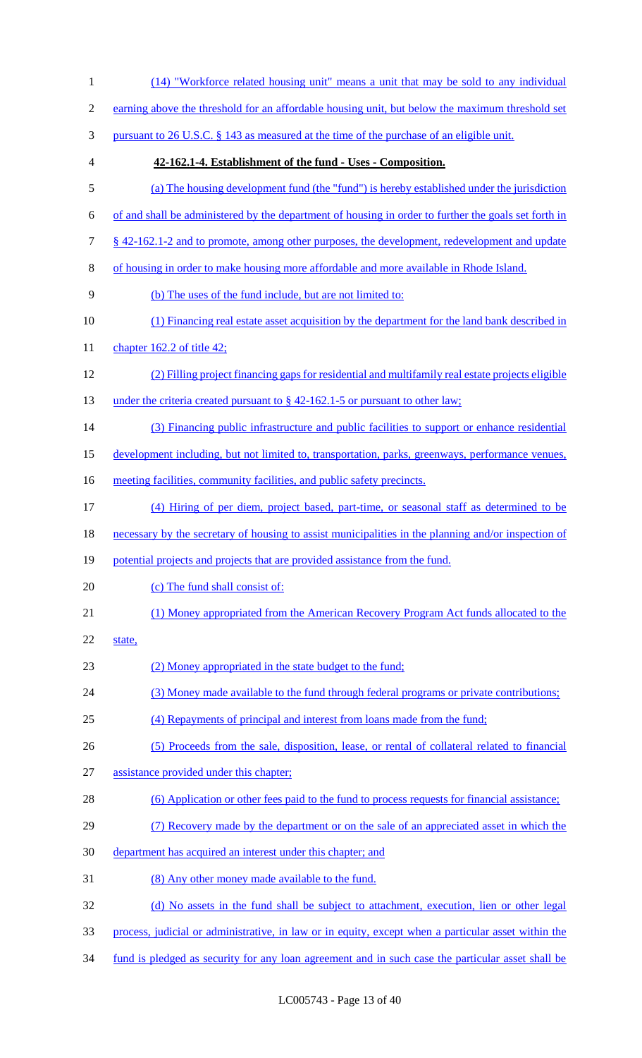(14) "Workforce related housing unit" means a unit that may be sold to any individual earning above the threshold for an affordable housing unit, but below the maximum threshold set pursuant to 26 U.S.C. § 143 as measured at the time of the purchase of an eligible unit.

**42-162.1-4. Establishment of the fund - Uses - Composition.**

(a) The housing development fund (the "fund") is hereby established under the jurisdiction of and shall be administered by the department of housing in order to further the goals set forth in § 42-162.1-2 and to promote, among other purposes, the development, redevelopment and update of housing in order to make housing more affordable and more available in Rhode Island.

(b) The uses of the fund include, but are not limited to:

(1) Financing real estate asset acquisition by the department for the land bank described in chapter 162.2 of title 42;

(2) Filling project financing gaps for residential and multifamily real estate projects eligible under the criteria created pursuant to § 42-162.1-5 or pursuant to other law;

(3) Financing public infrastructure and public facilities to support or enhance residential development including, but not limited to, transportation, parks, greenways, performance venues, meeting facilities, community facilities, and public safety precincts.

(4) Hiring of per diem, project based, part-time, or seasonal staff as determined to be necessary by the secretary of housing to assist municipalities in the planning and/or inspection of potential projects and projects that are provided assistance from the fund.

(c) The fund shall consist of:

(1) Money appropriated from the American Recovery Program Act funds allocated to the state,

(2) Money appropriated in the state budget to the fund;

(3) Money made available to the fund through federal programs or private contributions;

(4) Repayments of principal and interest from loans made from the fund;

(5) Proceeds from the sale, disposition, lease, or rental of collateral related to financial assistance provided under this chapter;

(6) Application or other fees paid to the fund to process requests for financial assistance;

(7) Recovery made by the department or on the sale of an appreciated asset in which the department has acquired an interest under this chapter; and

(8) Any other money made available to the fund.

(d) No assets in the fund shall be subject to attachment, execution, lien or other legal process, judicial or administrative, in law or in equity, except when a particular asset within the fund is pledged as security for any loan agreement and in such case the particular asset shall be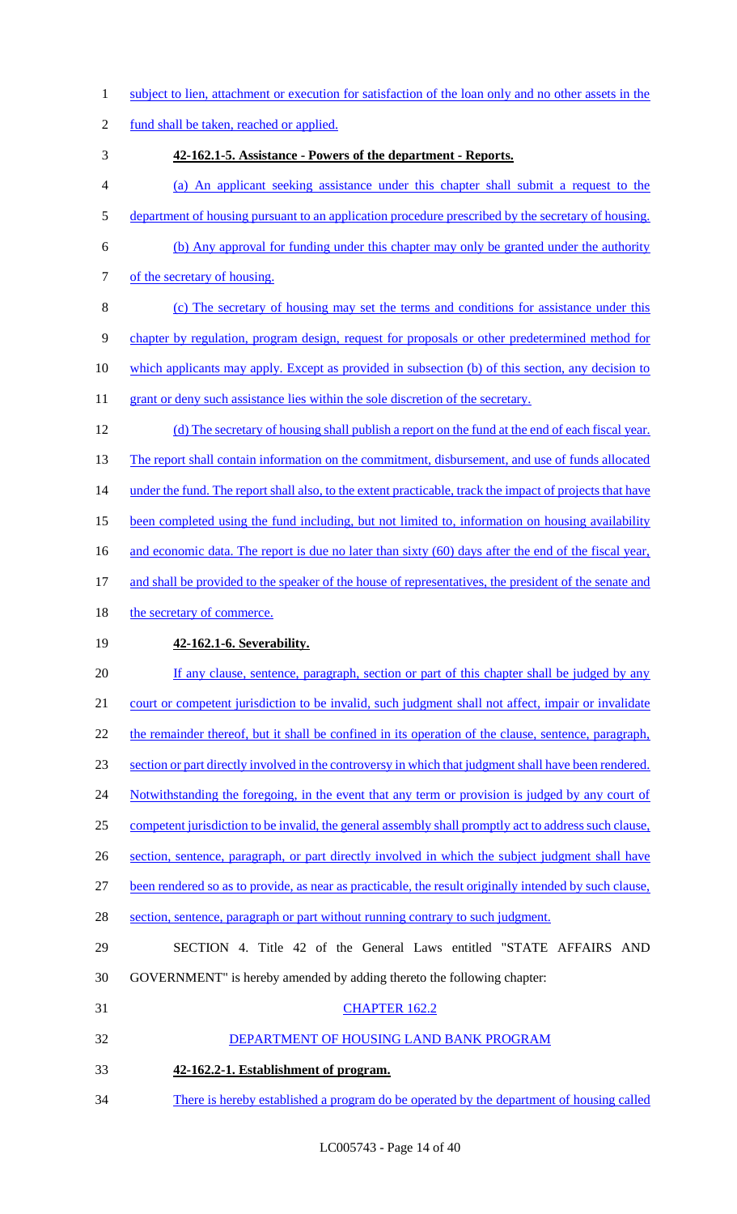subject to lien, attachment or execution for satisfaction of the loan only and no other assets in the fund shall be taken, reached or applied.

**42-162.1-5. Assistance - Powers of the department - Reports.**

(a) An applicant seeking assistance under this chapter shall submit a request to the department of housing pursuant to an application procedure prescribed by the secretary of housing.

(b) Any approval for funding under this chapter may only be granted under the authority of the secretary of housing.

(c) The secretary of housing may set the terms and conditions for assistance under this chapter by regulation, program design, request for proposals or other predetermined method for which applicants may apply. Except as provided in subsection (b) of this section, any decision to grant or deny such assistance lies within the sole discretion of the secretary.

(d) The secretary of housing shall publish a report on the fund at the end of each fiscal year. The report shall contain information on the commitment, disbursement, and use of funds allocated under the fund. The report shall also, to the extent practicable, track the impact of projects that have been completed using the fund including, but not limited to, information on housing availability and economic data. The report is due no later than sixty (60) days after the end of the fiscal year, and shall be provided to the speaker of the house of representatives, the president of the senate and the secretary of commerce.

**42-162.1-6. Severability.**

If any clause, sentence, paragraph, section or part of this chapter shall be judged by any court or competent jurisdiction to be invalid, such judgment shall not affect, impair or invalidate the remainder thereof, but it shall be confined in its operation of the clause, sentence, paragraph, section or part directly involved in the controversy in which that judgment shall have been rendered. Notwithstanding the foregoing, in the event that any term or provision is judged by any court of competent jurisdiction to be invalid, the general assembly shall promptly act to address such clause, section, sentence, paragraph, or part directly involved in which the subject judgment shall have been rendered so as to provide, as near as practicable, the result originally intended by such clause, section, sentence, paragraph or part without running contrary to such judgment.

SECTION 4. Title 42 of the General Laws entitled "STATE AFFAIRS AND GOVERNMENT" is hereby amended by adding thereto the following chapter:

CHAPTER 162.2

DEPARTMENT OF HOUSING LAND BANK PROGRAM

**42-162.2-1. Establishment of program.**

There is hereby established a program do be operated by the department of housing called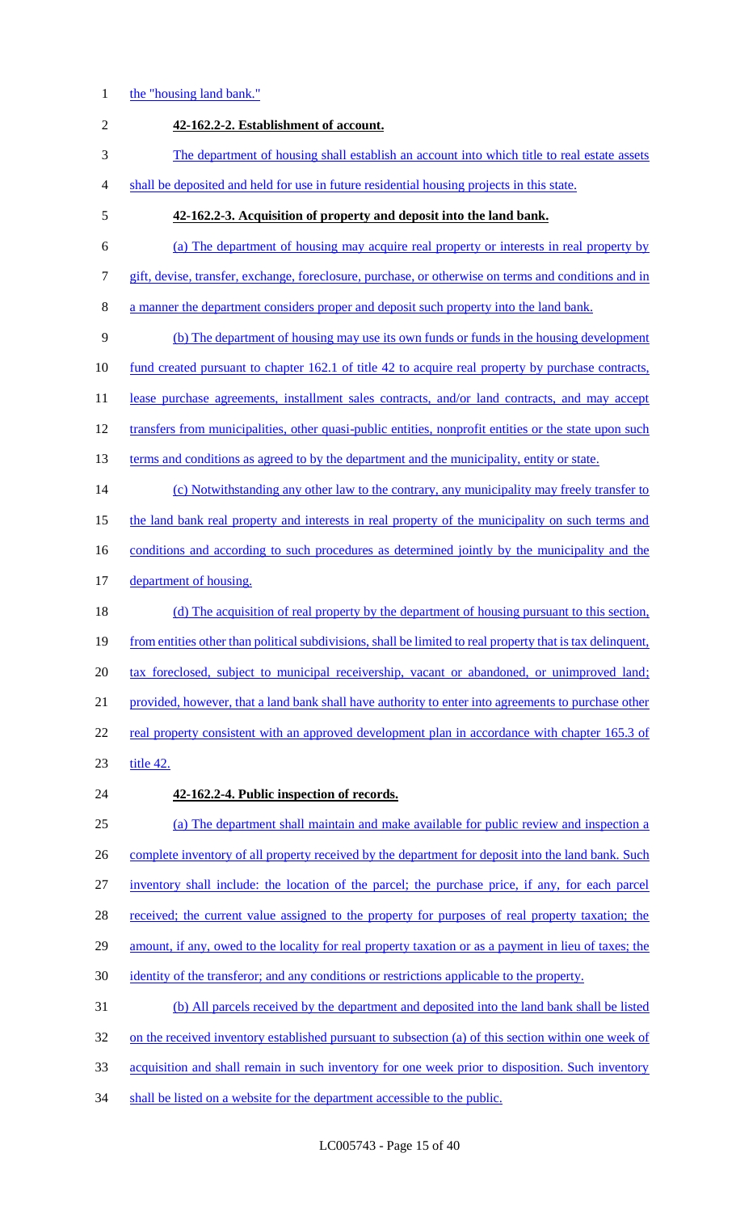the "housing land bank."

**42-162.2-2. Establishment of account.**

The department of housing shall establish an account into which title to real estate assets shall be deposited and held for use in future residential housing projects in this state.

**42-162.2-3. Acquisition of property and deposit into the land bank.**

(a) The department of housing may acquire real property or interests in real property by gift, devise, transfer, exchange, foreclosure, purchase, or otherwise on terms and conditions and in a manner the department considers proper and deposit such property into the land bank.

(b) The department of housing may use its own funds or funds in the housing development fund created pursuant to chapter 162.1 of title 42 to acquire real property by purchase contracts, lease purchase agreements, installment sales contracts, and/or land contracts, and may accept transfers from municipalities, other quasi-public entities, nonprofit entities or the state upon such terms and conditions as agreed to by the department and the municipality, entity or state.

(c) Notwithstanding any other law to the contrary, any municipality may freely transfer to the land bank real property and interests in real property of the municipality on such terms and conditions and according to such procedures as determined jointly by the municipality and the department of housing.

(d) The acquisition of real property by the department of housing pursuant to this section, from entities other than political subdivisions, shall be limited to real property that is tax delinquent, tax foreclosed, subject to municipal receivership, vacant or abandoned, or unimproved land; provided, however, that a land bank shall have authority to enter into agreements to purchase other real property consistent with an approved development plan in accordance with chapter 165.3 of title 42.

**42-162.2-4. Public inspection of records.**

(a) The department shall maintain and make available for public review and inspection a complete inventory of all property received by the department for deposit into the land bank. Such inventory shall include: the location of the parcel; the purchase price, if any, for each parcel received; the current value assigned to the property for purposes of real property taxation; the amount, if any, owed to the locality for real property taxation or as a payment in lieu of taxes; the identity of the transferor; and any conditions or restrictions applicable to the property.

(b) All parcels received by the department and deposited into the land bank shall be listed on the received inventory established pursuant to subsection (a) of this section within one week of acquisition and shall remain in such inventory for one week prior to disposition. Such inventory shall be listed on a website for the department accessible to the public.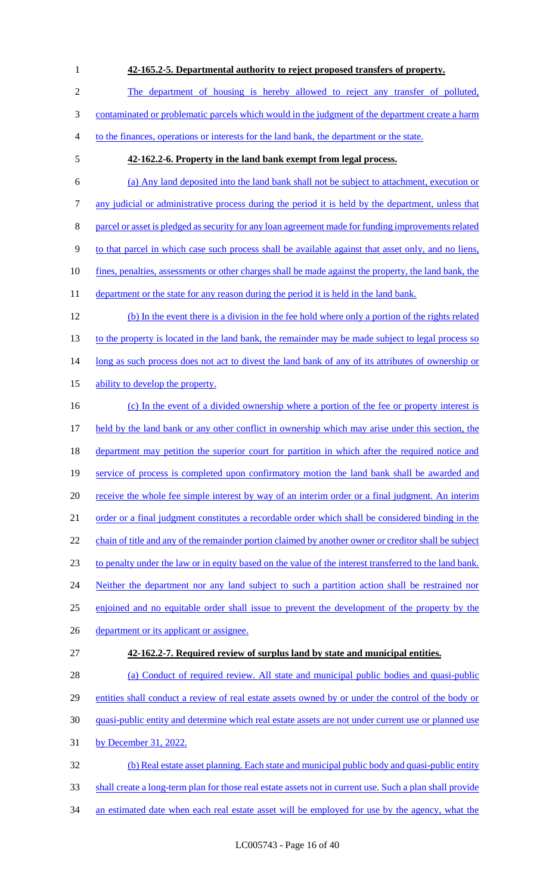**42-165.2-5. Departmental authority to reject proposed transfers of property.**

The department of housing is hereby allowed to reject any transfer of polluted, contaminated or problematic parcels which would in the judgment of the department create a harm to the finances, operations or interests for the land bank, the department or the state.

**42-162.2-6. Property in the land bank exempt from legal process.**

(a) Any land deposited into the land bank shall not be subject to attachment, execution or any judicial or administrative process during the period it is held by the department, unless that parcel or asset is pledged as security for any loan agreement made for funding improvements related to that parcel in which case such process shall be available against that asset only, and no liens, fines, penalties, assessments or other charges shall be made against the property, the land bank, the department or the state for any reason during the period it is held in the land bank.

(b) In the event there is a division in the fee hold where only a portion of the rights related to the property is located in the land bank, the remainder may be made subject to legal process so long as such process does not act to divest the land bank of any of its attributes of ownership or ability to develop the property.

(c) In the event of a divided ownership where a portion of the fee or property interest is held by the land bank or any other conflict in ownership which may arise under this section, the department may petition the superior court for partition in which after the required notice and service of process is completed upon confirmatory motion the land bank shall be awarded and receive the whole fee simple interest by way of an interim order or a final judgment. An interim order or a final judgment constitutes a recordable order which shall be considered binding in the chain of title and any of the remainder portion claimed by another owner or creditor shall be subject to penalty under the law or in equity based on the value of the interest transferred to the land bank. Neither the department nor any land subject to such a partition action shall be restrained nor enjoined and no equitable order shall issue to prevent the development of the property by the department or its applicant or assignee.

**42-162.2-7. Required review of surplus land by state and municipal entities.**

(a) Conduct of required review. All state and municipal public bodies and quasi-public entities shall conduct a review of real estate assets owned by or under the control of the body or quasi-public entity and determine which real estate assets are not under current use or planned use by December 31, 2022.

(b) Real estate asset planning. Each state and municipal public body and quasi-public entity shall create a long-term plan for those real estate assets not in current use. Such a plan shall provide an estimated date when each real estate asset will be employed for use by the agency, what the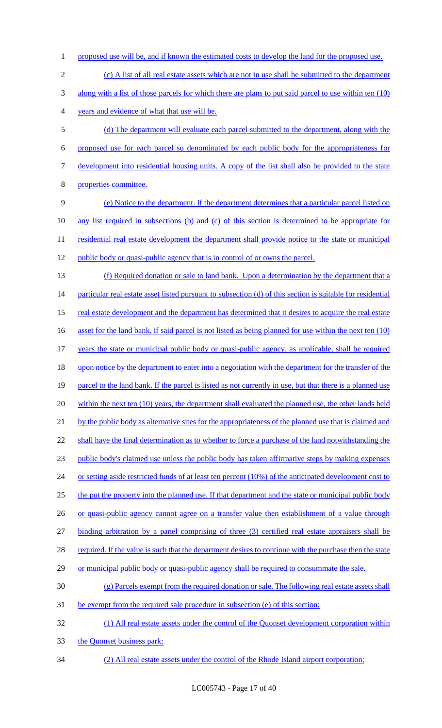proposed use will be, and if known the estimated costs to develop the land for the proposed use.

(c) A list of all real estate assets which are not in use shall be submitted to the department along with a list of those parcels for which there are plans to put said parcel to use within ten (10) years and evidence of what that use will be.

(d) The department will evaluate each parcel submitted to the department, along with the proposed use for each parcel so denominated by each public body for the appropriateness for development into residential housing units. A copy of the list shall also be provided to the state properties committee.

(e) Notice to the department. If the department determines that a particular parcel listed on any list required in subsections (b) and (c) of this section is determined to be appropriate for residential real estate development the department shall provide notice to the state or municipal public body or quasi-public agency that is in control of or owns the parcel.

(f) Required donation or sale to land bank. Upon a determination by the department that a particular real estate asset listed pursuant to subsection (d) of this section is suitable for residential real estate development and the department has determined that it desires to acquire the real estate asset for the land bank, if said parcel is not listed as being planned for use within the next ten (10) years the state or municipal public body or quasi-public agency, as applicable, shall be required upon notice by the department to enter into a negotiation with the department for the transfer of the parcel to the land bank. If the parcel is listed as not currently in use, but that there is a planned use within the next ten (10) years, the department shall evaluated the planned use, the other lands held by the public body as alternative sites for the appropriateness of the planned use that is claimed and shall have the final determination as to whether to force a purchase of the land notwithstanding the public body's claimed use unless the public body has taken affirmative steps by making expenses or setting aside restricted funds of at least ten percent (10%) of the anticipated development cost to the put the property into the planned use. If that department and the state or municipal public body or quasi-public agency cannot agree on a transfer value then establishment of a value through binding arbitration by a panel comprising of three (3) certified real estate appraisers shall be required. If the value is such that the department desires to continue with the purchase then the state or municipal public body or quasi-public agency shall be required to consummate the sale.

(g) Parcels exempt from the required donation or sale. The following real estate assets shall be exempt from the required sale procedure in subsection (e) of this section:

(1) All real estate assets under the control of the Quonset development corporation within the Quonset business park;

(2) All real estate assets under the control of the Rhode Island airport corporation;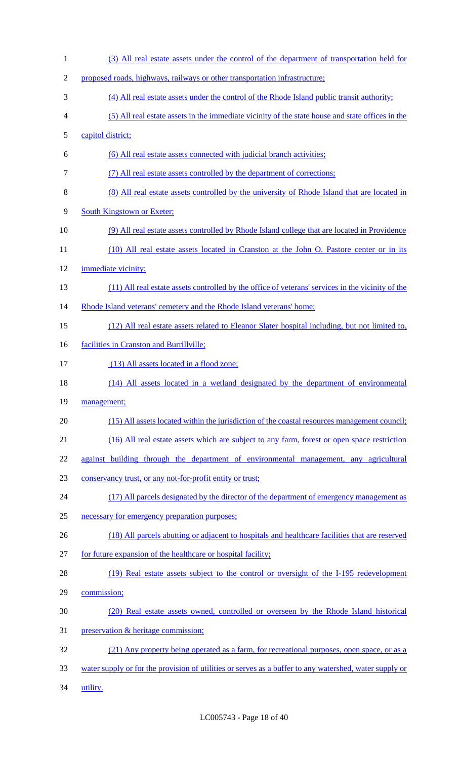(3) All real estate assets under the control of the department of transportation held for proposed roads, highways, railways or other transportation infrastructure;

(4) All real estate assets under the control of the Rhode Island public transit authority;

(5) All real estate assets in the immediate vicinity of the state house and state offices in the capitol district;

(6) All real estate assets connected with judicial branch activities;

(7) All real estate assets controlled by the department of corrections;

(8) All real estate assets controlled by the university of Rhode Island that are located in South Kingstown or Exeter;

(9) All real estate assets controlled by Rhode Island college that are located in Providence

(10) All real estate assets located in Cranston at the John O. Pastore center or in its immediate vicinity;

(11) All real estate assets controlled by the office of veterans' services in the vicinity of the Rhode Island veterans' cemetery and the Rhode Island veterans' home;

(12) All real estate assets related to Eleanor Slater hospital including, but not limited to, facilities in Cranston and Burrillville;

(13) All assets located in a flood zone;

(14) All assets located in a wetland designated by the department of environmental management;

(15) All assets located within the jurisdiction of the coastal resources management council;

(16) All real estate assets which are subject to any farm, forest or open space restriction against building through the department of environmental management, any agricultural conservancy trust, or any not-for-profit entity or trust;

(17) All parcels designated by the director of the department of emergency management as necessary for emergency preparation purposes;

(18) All parcels abutting or adjacent to hospitals and healthcare facilities that are reserved for future expansion of the healthcare or hospital facility;

(19) Real estate assets subject to the control or oversight of the I-195 redevelopment commission;

(20) Real estate assets owned, controlled or overseen by the Rhode Island historical preservation & heritage commission;

(21) Any property being operated as a farm, for recreational purposes, open space, or as a water supply or for the provision of utilities or serves as a buffer to any watershed, water supply or utility.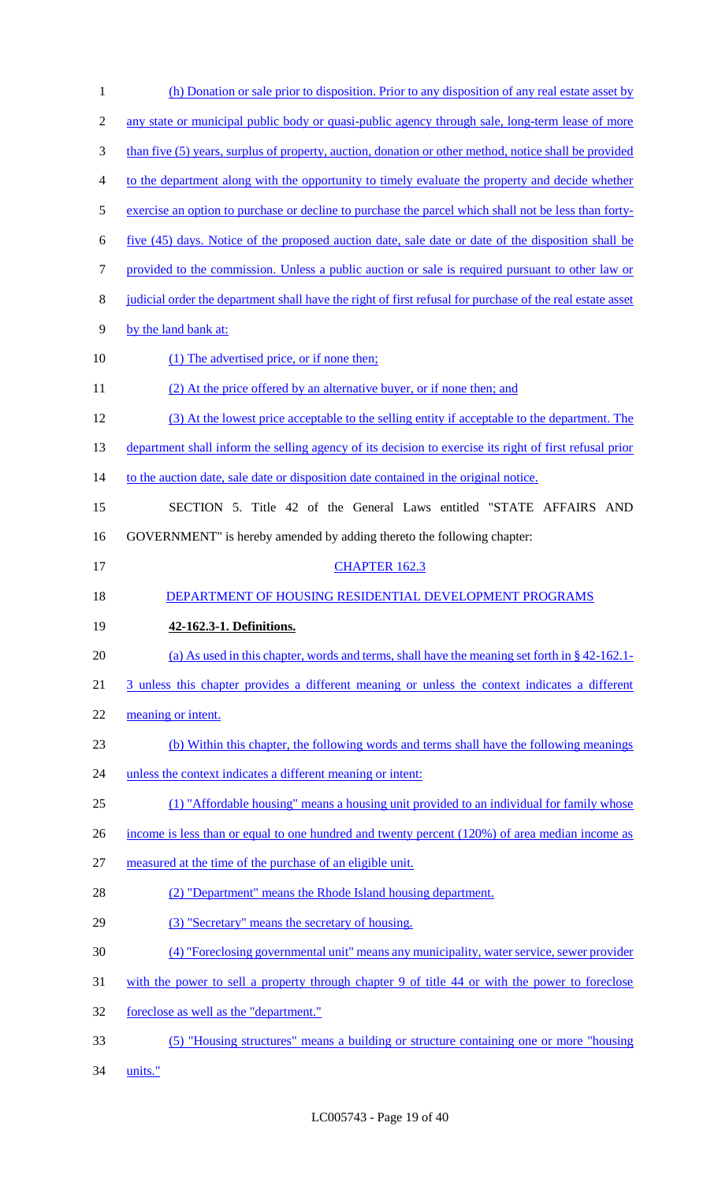(h) Donation or sale prior to disposition. Prior to any disposition of any real estate asset by any state or municipal public body or quasi-public agency through sale, long-term lease of more than five (5) years, surplus of property, auction, donation or other method, notice shall be provided to the department along with the opportunity to timely evaluate the property and decide whether exercise an option to purchase or decline to purchase the parcel which shall not be less than forty-five (45) days. Notice of the proposed auction date, sale date or date of the disposition shall be provided to the commission. Unless a public auction or sale is required pursuant to other law or judicial order the department shall have the right of first refusal for purchase of the real estate asset by the land bank at:

(1) The advertised price, or if none then;

(2) At the price offered by an alternative buyer, or if none then; and

(3) At the lowest price acceptable to the selling entity if acceptable to the department. The department shall inform the selling agency of its decision to exercise its right of first refusal prior to the auction date, sale date or disposition date contained in the original notice.

SECTION 5. Title 42 of the General Laws entitled "STATE AFFAIRS AND GOVERNMENT" is hereby amended by adding thereto the following chapter:

CHAPTER 162.3

DEPARTMENT OF HOUSING RESIDENTIAL DEVELOPMENT PROGRAMS

**42-162.3-1. Definitions.**

(a) As used in this chapter, words and terms, shall have the meaning set forth in § 42-162.1-3 unless this chapter provides a different meaning or unless the context indicates a different meaning or intent.

(b) Within this chapter, the following words and terms shall have the following meanings unless the context indicates a different meaning or intent:

(1) "Affordable housing" means a housing unit provided to an individual for family whose income is less than or equal to one hundred and twenty percent (120%) of area median income as measured at the time of the purchase of an eligible unit.

(2) "Department" means the Rhode Island housing department.

(3) "Secretary" means the secretary of housing.

(4) "Foreclosing governmental unit" means any municipality, water service, sewer provider with the power to sell a property through chapter 9 of title 44 or with the power to foreclose foreclose as well as the "department."

(5) "Housing structures" means a building or structure containing one or more "housing units."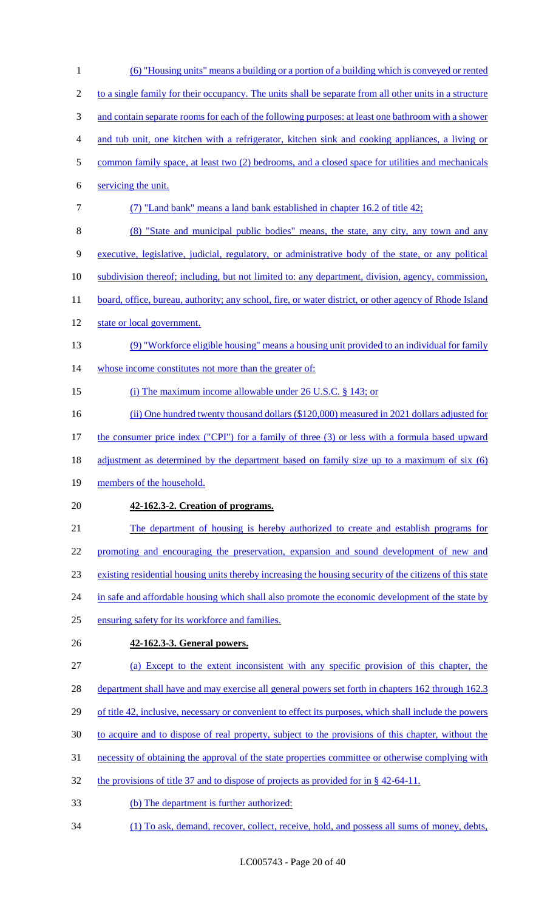(6) "Housing units" means a building or a portion of a building which is conveyed or rented to a single family for their occupancy. The units shall be separate from all other units in a structure and contain separate rooms for each of the following purposes: at least one bathroom with a shower and tub unit, one kitchen with a refrigerator, kitchen sink and cooking appliances, a living or common family space, at least two (2) bedrooms, and a closed space for utilities and mechanicals servicing the unit.

(7) "Land bank" means a land bank established in chapter 16.2 of title 42;

(8) "State and municipal public bodies" means, the state, any city, any town and any executive, legislative, judicial, regulatory, or administrative body of the state, or any political subdivision thereof; including, but not limited to: any department, division, agency, commission, board, office, bureau, authority; any school, fire, or water district, or other agency of Rhode Island state or local government.

(9) "Workforce eligible housing" means a housing unit provided to an individual for family whose income constitutes not more than the greater of:

(i) The maximum income allowable under 26 U.S.C. § 143; or

(ii) One hundred twenty thousand dollars ($120,000) measured in 2021 dollars adjusted for the consumer price index ("CPI") for a family of three (3) or less with a formula based upward adjustment as determined by the department based on family size up to a maximum of six (6) members of the household.

**42-162.3-2. Creation of programs.**

The department of housing is hereby authorized to create and establish programs for promoting and encouraging the preservation, expansion and sound development of new and existing residential housing units thereby increasing the housing security of the citizens of this state in safe and affordable housing which shall also promote the economic development of the state by ensuring safety for its workforce and families.

**42-162.3-3. General powers.**

(a) Except to the extent inconsistent with any specific provision of this chapter, the department shall have and may exercise all general powers set forth in chapters 162 through 162.3 of title 42, inclusive, necessary or convenient to effect its purposes, which shall include the powers to acquire and to dispose of real property, subject to the provisions of this chapter, without the necessity of obtaining the approval of the state properties committee or otherwise complying with the provisions of title 37 and to dispose of projects as provided for in § 42-64-11.

(b) The department is further authorized:

(1) To ask, demand, recover, collect, receive, hold, and possess all sums of money, debts,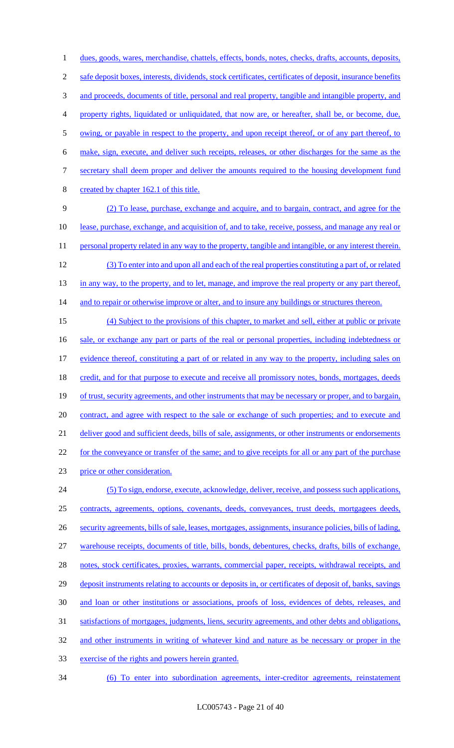dues, goods, wares, merchandise, chattels, effects, bonds, notes, checks, drafts, accounts, deposits, safe deposit boxes, interests, dividends, stock certificates, certificates of deposit, insurance benefits and proceeds, documents of title, personal and real property, tangible and intangible property, and property rights, liquidated or unliquidated, that now are, or hereafter, shall be, or become, due, owing, or payable in respect to the property, and upon receipt thereof, or of any part thereof, to make, sign, execute, and deliver such receipts, releases, or other discharges for the same as the secretary shall deem proper and deliver the amounts required to the housing development fund created by chapter 162.1 of this title.

(2) To lease, purchase, exchange and acquire, and to bargain, contract, and agree for the lease, purchase, exchange, and acquisition of, and to take, receive, possess, and manage any real or personal property related in any way to the property, tangible and intangible, or any interest therein.

(3) To enter into and upon all and each of the real properties constituting a part of, or related in any way, to the property, and to let, manage, and improve the real property or any part thereof, and to repair or otherwise improve or alter, and to insure any buildings or structures thereon.

(4) Subject to the provisions of this chapter, to market and sell, either at public or private sale, or exchange any part or parts of the real or personal properties, including indebtedness or evidence thereof, constituting a part of or related in any way to the property, including sales on credit, and for that purpose to execute and receive all promissory notes, bonds, mortgages, deeds of trust, security agreements, and other instruments that may be necessary or proper, and to bargain, contract, and agree with respect to the sale or exchange of such properties; and to execute and deliver good and sufficient deeds, bills of sale, assignments, or other instruments or endorsements for the conveyance or transfer of the same; and to give receipts for all or any part of the purchase price or other consideration.

(5) To sign, endorse, execute, acknowledge, deliver, receive, and possess such applications, contracts, agreements, options, covenants, deeds, conveyances, trust deeds, mortgagees deeds, security agreements, bills of sale, leases, mortgages, assignments, insurance policies, bills of lading, warehouse receipts, documents of title, bills, bonds, debentures, checks, drafts, bills of exchange, notes, stock certificates, proxies, warrants, commercial paper, receipts, withdrawal receipts, and deposit instruments relating to accounts or deposits in, or certificates of deposit of, banks, savings and loan or other institutions or associations, proofs of loss, evidences of debts, releases, and satisfactions of mortgages, judgments, liens, security agreements, and other debts and obligations, and other instruments in writing of whatever kind and nature as be necessary or proper in the exercise of the rights and powers herein granted.

(6) To enter into subordination agreements, inter-creditor agreements, reinstatement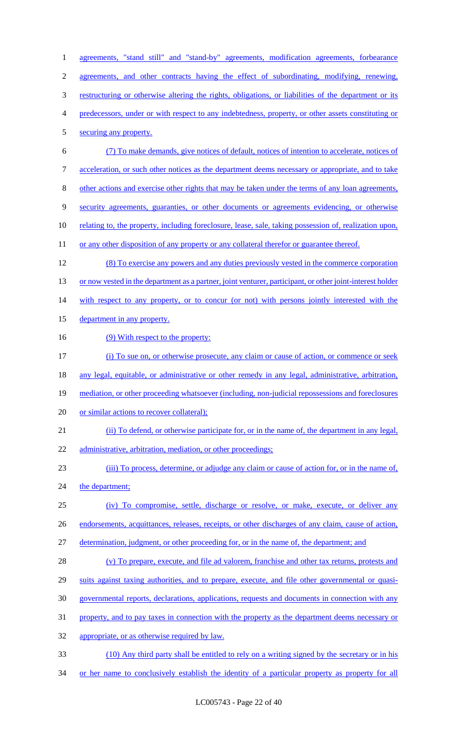agreements, "stand still" and "stand-by" agreements, modification agreements, forbearance agreements, and other contracts having the effect of subordinating, modifying, renewing, restructuring or otherwise altering the rights, obligations, or liabilities of the department or its predecessors, under or with respect to any indebtedness, property, or other assets constituting or securing any property.

(7) To make demands, give notices of default, notices of intention to accelerate, notices of acceleration, or such other notices as the department deems necessary or appropriate, and to take other actions and exercise other rights that may be taken under the terms of any loan agreements, security agreements, guaranties, or other documents or agreements evidencing, or otherwise relating to, the property, including foreclosure, lease, sale, taking possession of, realization upon, or any other disposition of any property or any collateral therefor or guarantee thereof.

(8) To exercise any powers and any duties previously vested in the commerce corporation or now vested in the department as a partner, joint venturer, participant, or other joint-interest holder with respect to any property, or to concur (or not) with persons jointly interested with the department in any property.

(9) With respect to the property:

(i) To sue on, or otherwise prosecute, any claim or cause of action, or commence or seek any legal, equitable, or administrative or other remedy in any legal, administrative, arbitration, mediation, or other proceeding whatsoever (including, non-judicial repossessions and foreclosures or similar actions to recover collateral);

(ii) To defend, or otherwise participate for, or in the name of, the department in any legal, administrative, arbitration, mediation, or other proceedings;

(iii) To process, determine, or adjudge any claim or cause of action for, or in the name of, the department;

(iv) To compromise, settle, discharge or resolve, or make, execute, or deliver any endorsements, acquittances, releases, receipts, or other discharges of any claim, cause of action, determination, judgment, or other proceeding for, or in the name of, the department; and

(v) To prepare, execute, and file ad valorem, franchise and other tax returns, protests and suits against taxing authorities, and to prepare, execute, and file other governmental or quasi-governmental reports, declarations, applications, requests and documents in connection with any property, and to pay taxes in connection with the property as the department deems necessary or appropriate, or as otherwise required by law.

(10) Any third party shall be entitled to rely on a writing signed by the secretary or in his or her name to conclusively establish the identity of a particular property as property for all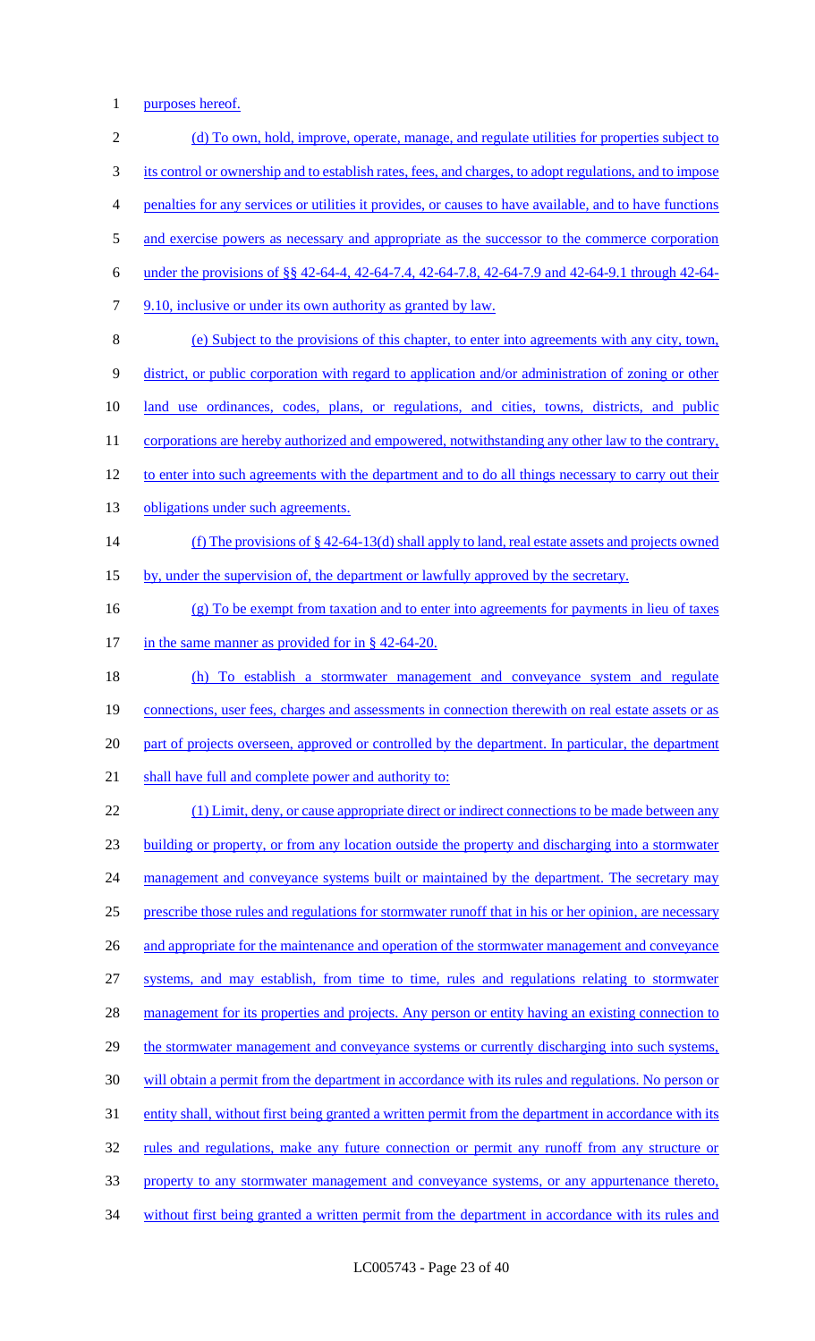purposes hereof.

(d) To own, hold, improve, operate, manage, and regulate utilities for properties subject to its control or ownership and to establish rates, fees, and charges, to adopt regulations, and to impose penalties for any services or utilities it provides, or causes to have available, and to have functions and exercise powers as necessary and appropriate as the successor to the commerce corporation under the provisions of §§ 42-64-4, 42-64-7.4, 42-64-7.8, 42-64-7.9 and 42-64-9.1 through 42-64-9.10, inclusive or under its own authority as granted by law.

(e) Subject to the provisions of this chapter, to enter into agreements with any city, town, district, or public corporation with regard to application and/or administration of zoning or other land use ordinances, codes, plans, or regulations, and cities, towns, districts, and public corporations are hereby authorized and empowered, notwithstanding any other law to the contrary, to enter into such agreements with the department and to do all things necessary to carry out their obligations under such agreements.

(f) The provisions of § 42-64-13(d) shall apply to land, real estate assets and projects owned by, under the supervision of, the department or lawfully approved by the secretary.

(g) To be exempt from taxation and to enter into agreements for payments in lieu of taxes in the same manner as provided for in § 42-64-20.

(h) To establish a stormwater management and conveyance system and regulate connections, user fees, charges and assessments in connection therewith on real estate assets or as part of projects overseen, approved or controlled by the department. In particular, the department shall have full and complete power and authority to:

(1) Limit, deny, or cause appropriate direct or indirect connections to be made between any building or property, or from any location outside the property and discharging into a stormwater management and conveyance systems built or maintained by the department. The secretary may prescribe those rules and regulations for stormwater runoff that in his or her opinion, are necessary and appropriate for the maintenance and operation of the stormwater management and conveyance systems, and may establish, from time to time, rules and regulations relating to stormwater management for its properties and projects. Any person or entity having an existing connection to the stormwater management and conveyance systems or currently discharging into such systems, will obtain a permit from the department in accordance with its rules and regulations. No person or entity shall, without first being granted a written permit from the department in accordance with its rules and regulations, make any future connection or permit any runoff from any structure or property to any stormwater management and conveyance systems, or any appurtenance thereto, without first being granted a written permit from the department in accordance with its rules and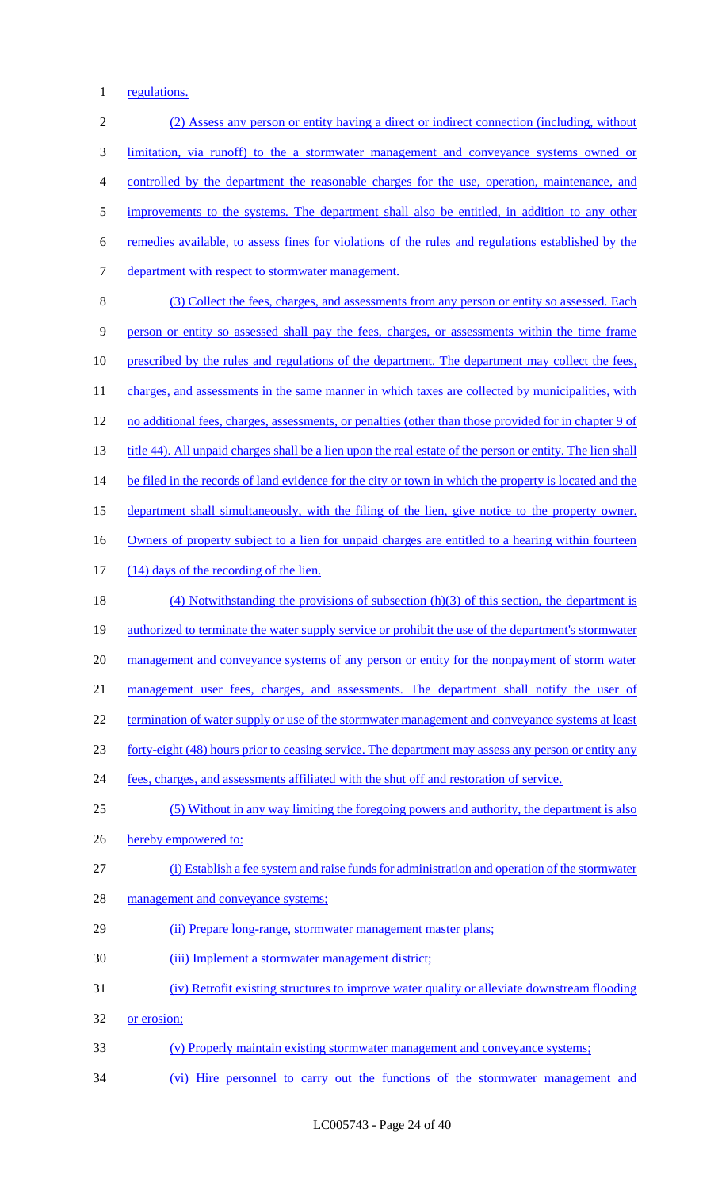regulations.

(2) Assess any person or entity having a direct or indirect connection (including, without limitation, via runoff) to the a stormwater management and conveyance systems owned or controlled by the department the reasonable charges for the use, operation, maintenance, and improvements to the systems. The department shall also be entitled, in addition to any other remedies available, to assess fines for violations of the rules and regulations established by the department with respect to stormwater management.

(3) Collect the fees, charges, and assessments from any person or entity so assessed. Each person or entity so assessed shall pay the fees, charges, or assessments within the time frame prescribed by the rules and regulations of the department. The department may collect the fees, charges, and assessments in the same manner in which taxes are collected by municipalities, with no additional fees, charges, assessments, or penalties (other than those provided for in chapter 9 of title 44). All unpaid charges shall be a lien upon the real estate of the person or entity. The lien shall be filed in the records of land evidence for the city or town in which the property is located and the department shall simultaneously, with the filing of the lien, give notice to the property owner. Owners of property subject to a lien for unpaid charges are entitled to a hearing within fourteen (14) days of the recording of the lien.

(4) Notwithstanding the provisions of subsection (h)(3) of this section, the department is authorized to terminate the water supply service or prohibit the use of the department's stormwater management and conveyance systems of any person or entity for the nonpayment of storm water management user fees, charges, and assessments. The department shall notify the user of termination of water supply or use of the stormwater management and conveyance systems at least forty-eight (48) hours prior to ceasing service. The department may assess any person or entity any fees, charges, and assessments affiliated with the shut off and restoration of service.

(5) Without in any way limiting the foregoing powers and authority, the department is also hereby empowered to:

(i) Establish a fee system and raise funds for administration and operation of the stormwater management and conveyance systems;

(ii) Prepare long-range, stormwater management master plans;

(iii) Implement a stormwater management district;

(iv) Retrofit existing structures to improve water quality or alleviate downstream flooding or erosion;

(v) Properly maintain existing stormwater management and conveyance systems;

(vi) Hire personnel to carry out the functions of the stormwater management and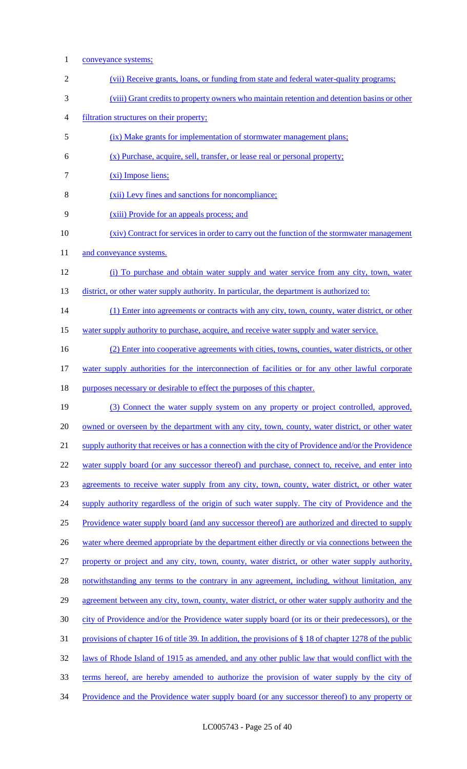conveyance systems;

(vii) Receive grants, loans, or funding from state and federal water-quality programs;

(viii) Grant credits to property owners who maintain retention and detention basins or other filtration structures on their property;

(ix) Make grants for implementation of stormwater management plans;

(x) Purchase, acquire, sell, transfer, or lease real or personal property;

(xi) Impose liens;

(xii) Levy fines and sanctions for noncompliance;

(xiii) Provide for an appeals process; and

(xiv) Contract for services in order to carry out the function of the stormwater management and conveyance systems.

(i) To purchase and obtain water supply and water service from any city, town, water district, or other water supply authority. In particular, the department is authorized to:

(1) Enter into agreements or contracts with any city, town, county, water district, or other water supply authority to purchase, acquire, and receive water supply and water service.

(2) Enter into cooperative agreements with cities, towns, counties, water districts, or other water supply authorities for the interconnection of facilities or for any other lawful corporate purposes necessary or desirable to effect the purposes of this chapter.

(3) Connect the water supply system on any property or project controlled, approved, owned or overseen by the department with any city, town, county, water district, or other water supply authority that receives or has a connection with the city of Providence and/or the Providence water supply board (or any successor thereof) and purchase, connect to, receive, and enter into agreements to receive water supply from any city, town, county, water district, or other water supply authority regardless of the origin of such water supply. The city of Providence and the Providence water supply board (and any successor thereof) are authorized and directed to supply water where deemed appropriate by the department either directly or via connections between the property or project and any city, town, county, water district, or other water supply authority, notwithstanding any terms to the contrary in any agreement, including, without limitation, any agreement between any city, town, county, water district, or other water supply authority and the city of Providence and/or the Providence water supply board (or its or their predecessors), or the provisions of chapter 16 of title 39. In addition, the provisions of § 18 of chapter 1278 of the public laws of Rhode Island of 1915 as amended, and any other public law that would conflict with the terms hereof, are hereby amended to authorize the provision of water supply by the city of Providence and the Providence water supply board (or any successor thereof) to any property or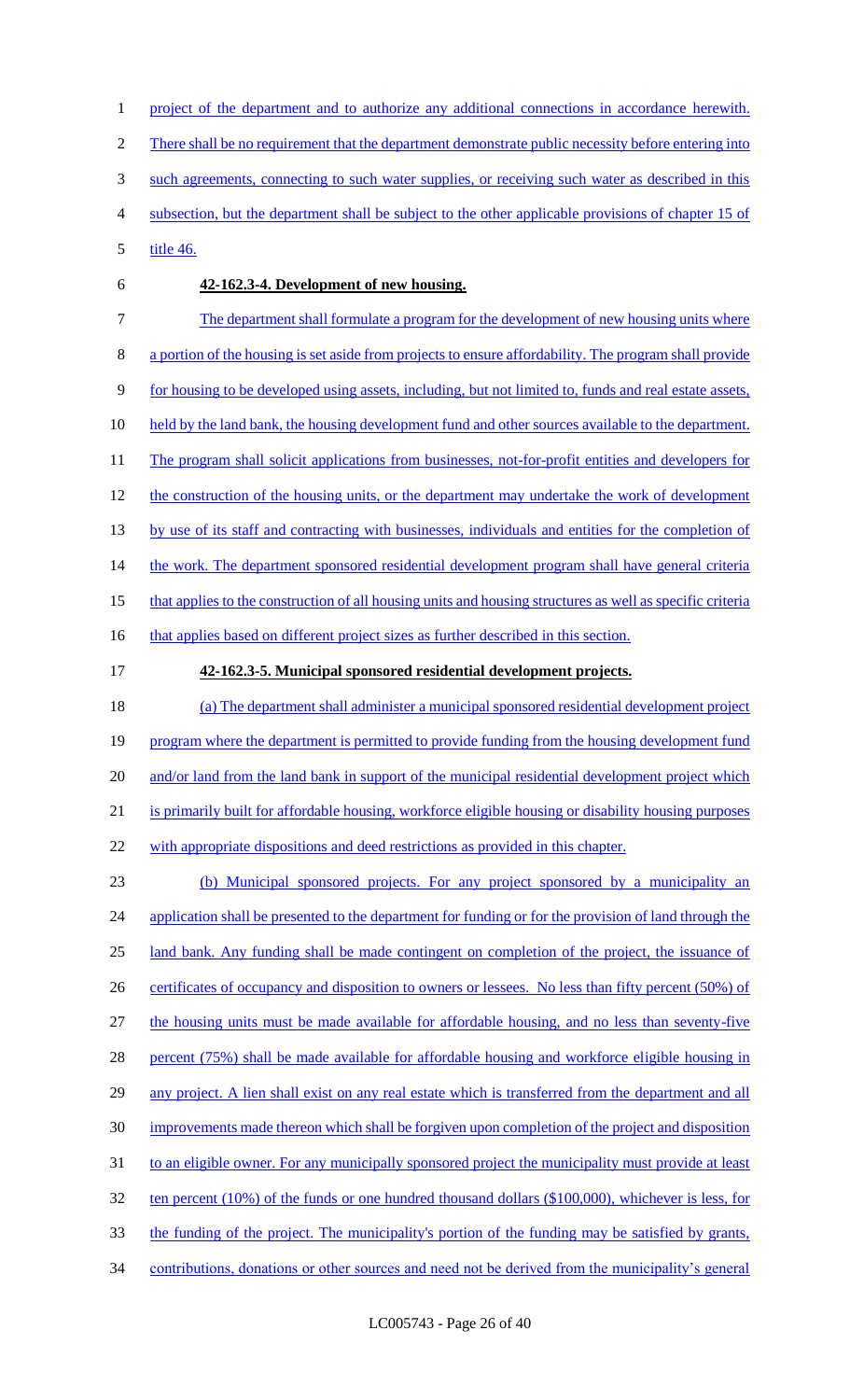project of the department and to authorize any additional connections in accordance herewith. There shall be no requirement that the department demonstrate public necessity before entering into such agreements, connecting to such water supplies, or receiving such water as described in this subsection, but the department shall be subject to the other applicable provisions of chapter 15 of title 46.

**42-162.3-4. Development of new housing.**

The department shall formulate a program for the development of new housing units where a portion of the housing is set aside from projects to ensure affordability. The program shall provide for housing to be developed using assets, including, but not limited to, funds and real estate assets, held by the land bank, the housing development fund and other sources available to the department. The program shall solicit applications from businesses, not-for-profit entities and developers for the construction of the housing units, or the department may undertake the work of development by use of its staff and contracting with businesses, individuals and entities for the completion of the work. The department sponsored residential development program shall have general criteria that applies to the construction of all housing units and housing structures as well as specific criteria that applies based on different project sizes as further described in this section.

**42-162.3-5. Municipal sponsored residential development projects.**

(a) The department shall administer a municipal sponsored residential development project program where the department is permitted to provide funding from the housing development fund and/or land from the land bank in support of the municipal residential development project which is primarily built for affordable housing, workforce eligible housing or disability housing purposes with appropriate dispositions and deed restrictions as provided in this chapter.

(b) Municipal sponsored projects. For any project sponsored by a municipality an application shall be presented to the department for funding or for the provision of land through the land bank. Any funding shall be made contingent on completion of the project, the issuance of certificates of occupancy and disposition to owners or lessees. No less than fifty percent (50%) of the housing units must be made available for affordable housing, and no less than seventy-five percent (75%) shall be made available for affordable housing and workforce eligible housing in any project. A lien shall exist on any real estate which is transferred from the department and all improvements made thereon which shall be forgiven upon completion of the project and disposition to an eligible owner. For any municipally sponsored project the municipality must provide at least ten percent (10%) of the funds or one hundred thousand dollars ($100,000), whichever is less, for the funding of the project. The municipality's portion of the funding may be satisfied by grants, contributions, donations or other sources and need not be derived from the municipality's general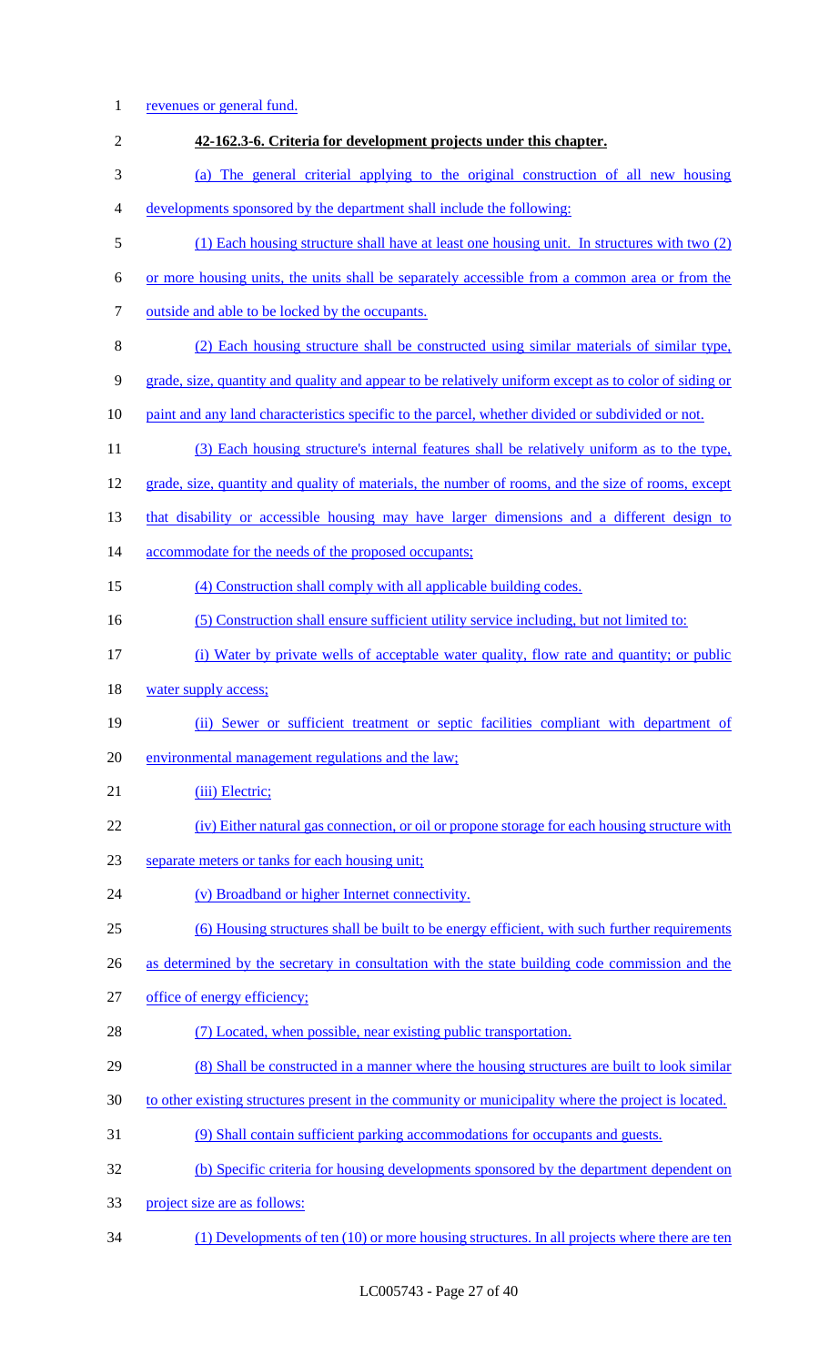revenues or general fund.

**42-162.3-6. Criteria for development projects under this chapter.**

(a) The general criterial applying to the original construction of all new housing developments sponsored by the department shall include the following:

(1) Each housing structure shall have at least one housing unit. In structures with two (2) or more housing units, the units shall be separately accessible from a common area or from the outside and able to be locked by the occupants.

(2) Each housing structure shall be constructed using similar materials of similar type, grade, size, quantity and quality and appear to be relatively uniform except as to color of siding or paint and any land characteristics specific to the parcel, whether divided or subdivided or not.

(3) Each housing structure's internal features shall be relatively uniform as to the type, grade, size, quantity and quality of materials, the number of rooms, and the size of rooms, except that disability or accessible housing may have larger dimensions and a different design to accommodate for the needs of the proposed occupants;

(4) Construction shall comply with all applicable building codes.

(5) Construction shall ensure sufficient utility service including, but not limited to:

(i) Water by private wells of acceptable water quality, flow rate and quantity; or public water supply access;

(ii) Sewer or sufficient treatment or septic facilities compliant with department of environmental management regulations and the law;

(iii) Electric;

(iv) Either natural gas connection, or oil or propone storage for each housing structure with separate meters or tanks for each housing unit;

(v) Broadband or higher Internet connectivity.

(6) Housing structures shall be built to be energy efficient, with such further requirements as determined by the secretary in consultation with the state building code commission and the office of energy efficiency;

(7) Located, when possible, near existing public transportation.

(8) Shall be constructed in a manner where the housing structures are built to look similar to other existing structures present in the community or municipality where the project is located.

(9) Shall contain sufficient parking accommodations for occupants and guests.

(b) Specific criteria for housing developments sponsored by the department dependent on project size are as follows:

(1) Developments of ten (10) or more housing structures. In all projects where there are ten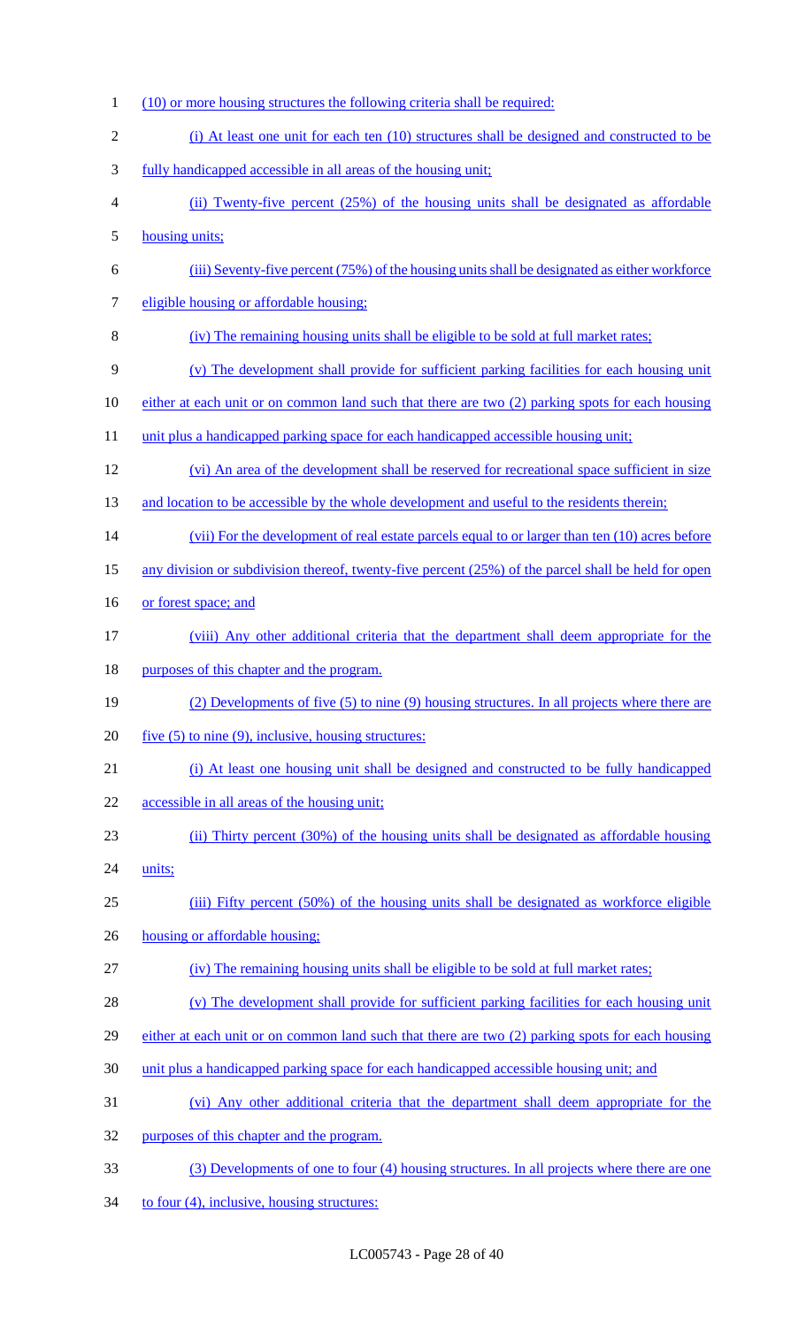(10) or more housing structures the following criteria shall be required:

(i) At least one unit for each ten (10) structures shall be designed and constructed to be fully handicapped accessible in all areas of the housing unit;

(ii) Twenty-five percent (25%) of the housing units shall be designated as affordable housing units;

(iii) Seventy-five percent (75%) of the housing units shall be designated as either workforce eligible housing or affordable housing;

(iv) The remaining housing units shall be eligible to be sold at full market rates;

(v) The development shall provide for sufficient parking facilities for each housing unit either at each unit or on common land such that there are two (2) parking spots for each housing unit plus a handicapped parking space for each handicapped accessible housing unit;

(vi) An area of the development shall be reserved for recreational space sufficient in size and location to be accessible by the whole development and useful to the residents therein;

(vii) For the development of real estate parcels equal to or larger than ten (10) acres before any division or subdivision thereof, twenty-five percent (25%) of the parcel shall be held for open or forest space; and

(viii) Any other additional criteria that the department shall deem appropriate for the purposes of this chapter and the program.

(2) Developments of five (5) to nine (9) housing structures. In all projects where there are five (5) to nine (9), inclusive, housing structures:

(i) At least one housing unit shall be designed and constructed to be fully handicapped accessible in all areas of the housing unit;

(ii) Thirty percent (30%) of the housing units shall be designated as affordable housing units;

(iii) Fifty percent (50%) of the housing units shall be designated as workforce eligible housing or affordable housing;

(iv) The remaining housing units shall be eligible to be sold at full market rates;

(v) The development shall provide for sufficient parking facilities for each housing unit either at each unit or on common land such that there are two (2) parking spots for each housing unit plus a handicapped parking space for each handicapped accessible housing unit; and

(vi) Any other additional criteria that the department shall deem appropriate for the purposes of this chapter and the program.

(3) Developments of one to four (4) housing structures. In all projects where there are one to four (4), inclusive, housing structures: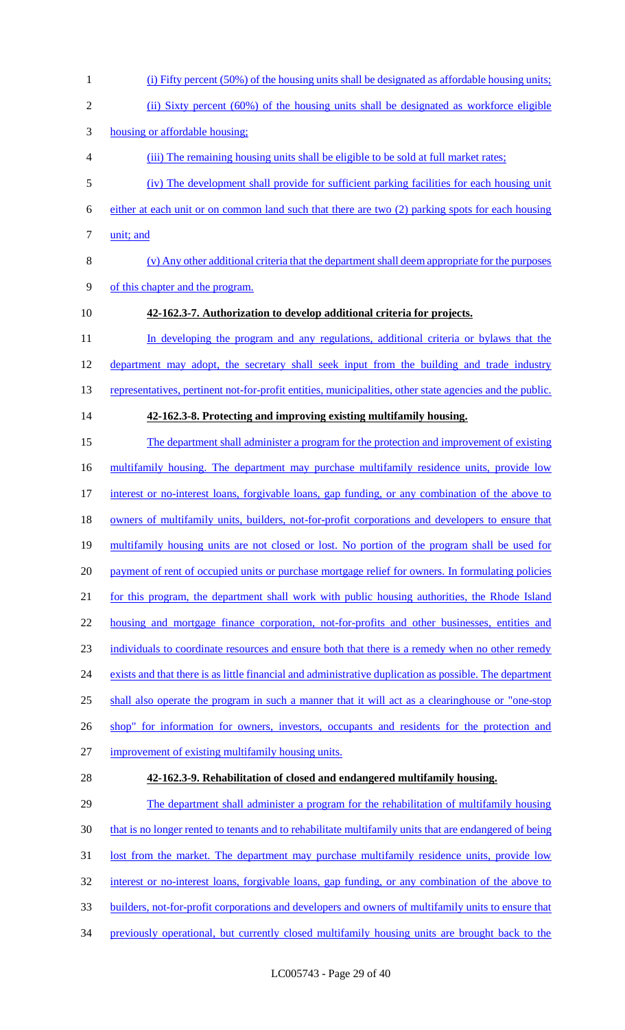(i) Fifty percent (50%) of the housing units shall be designated as affordable housing units;

(ii) Sixty percent (60%) of the housing units shall be designated as workforce eligible housing or affordable housing;

(iii) The remaining housing units shall be eligible to be sold at full market rates;

(iv) The development shall provide for sufficient parking facilities for each housing unit either at each unit or on common land such that there are two (2) parking spots for each housing unit; and

(v) Any other additional criteria that the department shall deem appropriate for the purposes of this chapter and the program.

**42-162.3-7. Authorization to develop additional criteria for projects.**

In developing the program and any regulations, additional criteria or bylaws that the department may adopt, the secretary shall seek input from the building and trade industry representatives, pertinent not-for-profit entities, municipalities, other state agencies and the public.

**42-162.3-8. Protecting and improving existing multifamily housing.**

The department shall administer a program for the protection and improvement of existing multifamily housing. The department may purchase multifamily residence units, provide low interest or no-interest loans, forgivable loans, gap funding, or any combination of the above to owners of multifamily units, builders, not-for-profit corporations and developers to ensure that multifamily housing units are not closed or lost. No portion of the program shall be used for payment of rent of occupied units or purchase mortgage relief for owners. In formulating policies for this program, the department shall work with public housing authorities, the Rhode Island housing and mortgage finance corporation, not-for-profits and other businesses, entities and individuals to coordinate resources and ensure both that there is a remedy when no other remedy exists and that there is as little financial and administrative duplication as possible. The department shall also operate the program in such a manner that it will act as a clearinghouse or "one-stop shop" for information for owners, investors, occupants and residents for the protection and improvement of existing multifamily housing units.

**42-162.3-9. Rehabilitation of closed and endangered multifamily housing.**

The department shall administer a program for the rehabilitation of multifamily housing that is no longer rented to tenants and to rehabilitate multifamily units that are endangered of being lost from the market. The department may purchase multifamily residence units, provide low interest or no-interest loans, forgivable loans, gap funding, or any combination of the above to builders, not-for-profit corporations and developers and owners of multifamily units to ensure that previously operational, but currently closed multifamily housing units are brought back to the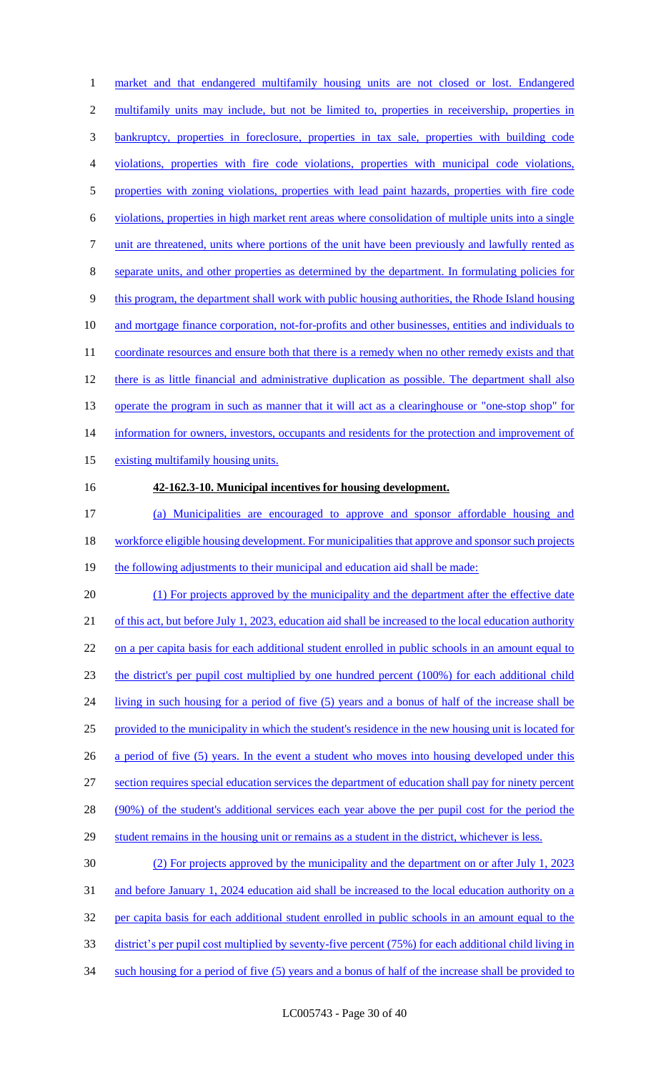market and that endangered multifamily housing units are not closed or lost. Endangered multifamily units may include, but not be limited to, properties in receivership, properties in bankruptcy, properties in foreclosure, properties in tax sale, properties with building code violations, properties with fire code violations, properties with municipal code violations, properties with zoning violations, properties with lead paint hazards, properties with fire code violations, properties in high market rent areas where consolidation of multiple units into a single unit are threatened, units where portions of the unit have been previously and lawfully rented as separate units, and other properties as determined by the department. In formulating policies for this program, the department shall work with public housing authorities, the Rhode Island housing and mortgage finance corporation, not-for-profits and other businesses, entities and individuals to coordinate resources and ensure both that there is a remedy when no other remedy exists and that there is as little financial and administrative duplication as possible. The department shall also operate the program in such as manner that it will act as a clearinghouse or "one-stop shop" for information for owners, investors, occupants and residents for the protection and improvement of existing multifamily housing units.

**42-162.3-10. Municipal incentives for housing development.**

(a) Municipalities are encouraged to approve and sponsor affordable housing and workforce eligible housing development. For municipalities that approve and sponsor such projects the following adjustments to their municipal and education aid shall be made:

(1) For projects approved by the municipality and the department after the effective date of this act, but before July 1, 2023, education aid shall be increased to the local education authority on a per capita basis for each additional student enrolled in public schools in an amount equal to the district's per pupil cost multiplied by one hundred percent (100%) for each additional child living in such housing for a period of five (5) years and a bonus of half of the increase shall be provided to the municipality in which the student's residence in the new housing unit is located for a period of five (5) years. In the event a student who moves into housing developed under this section requires special education services the department of education shall pay for ninety percent (90%) of the student's additional services each year above the per pupil cost for the period the student remains in the housing unit or remains as a student in the district, whichever is less.

(2) For projects approved by the municipality and the department on or after July 1, 2023 and before January 1, 2024 education aid shall be increased to the local education authority on a per capita basis for each additional student enrolled in public schools in an amount equal to the district's per pupil cost multiplied by seventy-five percent (75%) for each additional child living in such housing for a period of five (5) years and a bonus of half of the increase shall be provided to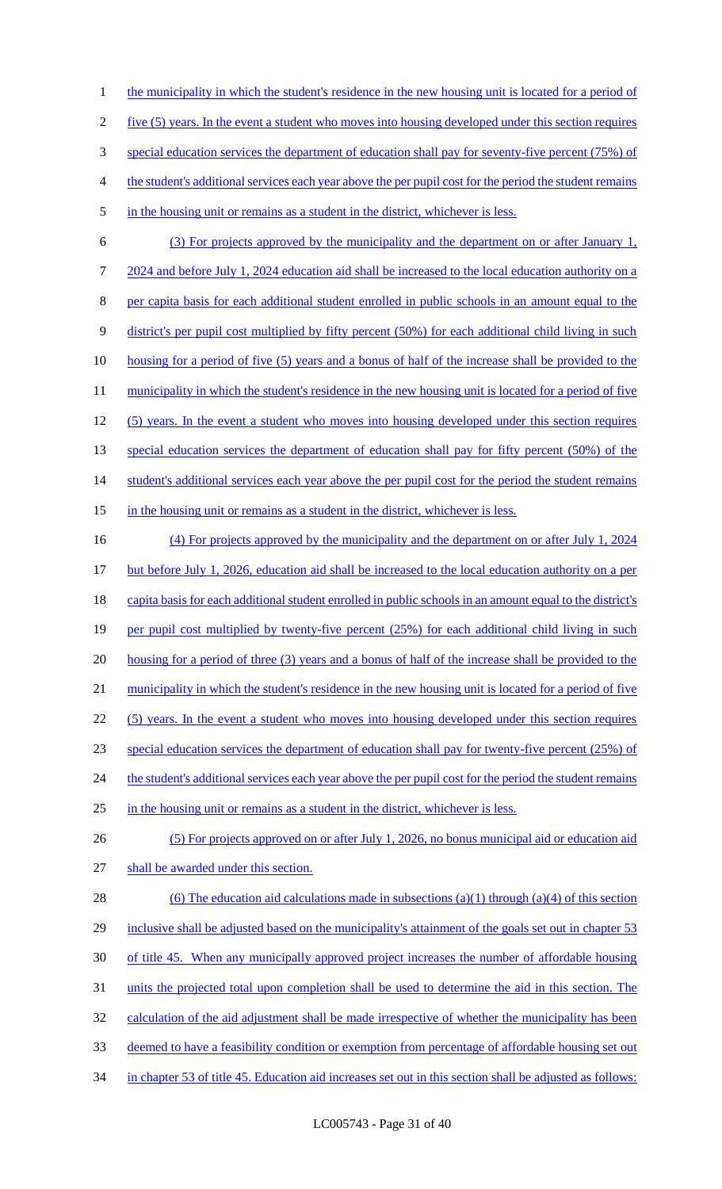the municipality in which the student's residence in the new housing unit is located for a period of five (5) years. In the event a student who moves into housing developed under this section requires special education services the department of education shall pay for seventy-five percent (75%) of the student's additional services each year above the per pupil cost for the period the student remains in the housing unit or remains as a student in the district, whichever is less.

(3) For projects approved by the municipality and the department on or after January 1, 2024 and before July 1, 2024 education aid shall be increased to the local education authority on a per capita basis for each additional student enrolled in public schools in an amount equal to the district's per pupil cost multiplied by fifty percent (50%) for each additional child living in such housing for a period of five (5) years and a bonus of half of the increase shall be provided to the municipality in which the student's residence in the new housing unit is located for a period of five (5) years. In the event a student who moves into housing developed under this section requires special education services the department of education shall pay for fifty percent (50%) of the student's additional services each year above the per pupil cost for the period the student remains in the housing unit or remains as a student in the district, whichever is less.

(4) For projects approved by the municipality and the department on or after July 1, 2024 but before July 1, 2026, education aid shall be increased to the local education authority on a per capita basis for each additional student enrolled in public schools in an amount equal to the district's per pupil cost multiplied by twenty-five percent (25%) for each additional child living in such housing for a period of three (3) years and a bonus of half of the increase shall be provided to the municipality in which the student's residence in the new housing unit is located for a period of five (5) years. In the event a student who moves into housing developed under this section requires special education services the department of education shall pay for twenty-five percent (25%) of the student's additional services each year above the per pupil cost for the period the student remains in the housing unit or remains as a student in the district, whichever is less.

(5) For projects approved on or after July 1, 2026, no bonus municipal aid or education aid shall be awarded under this section.

(6) The education aid calculations made in subsections (a)(1) through (a)(4) of this section inclusive shall be adjusted based on the municipality's attainment of the goals set out in chapter 53 of title 45. When any municipally approved project increases the number of affordable housing units the projected total upon completion shall be used to determine the aid in this section. The calculation of the aid adjustment shall be made irrespective of whether the municipality has been deemed to have a feasibility condition or exemption from percentage of affordable housing set out in chapter 53 of title 45. Education aid increases set out in this section shall be adjusted as follows: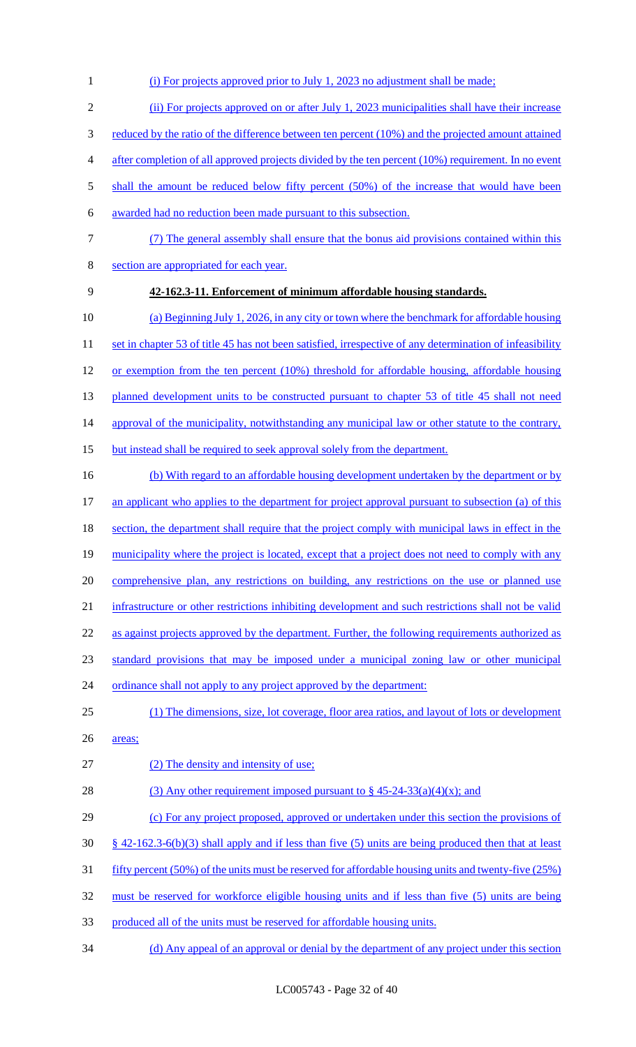(i) For projects approved prior to July 1, 2023 no adjustment shall be made;

(ii) For projects approved on or after July 1, 2023 municipalities shall have their increase reduced by the ratio of the difference between ten percent (10%) and the projected amount attained after completion of all approved projects divided by the ten percent (10%) requirement. In no event shall the amount be reduced below fifty percent (50%) of the increase that would have been awarded had no reduction been made pursuant to this subsection.

(7) The general assembly shall ensure that the bonus aid provisions contained within this section are appropriated for each year.

**42-162.3-11. Enforcement of minimum affordable housing standards.**

(a) Beginning July 1, 2026, in any city or town where the benchmark for affordable housing set in chapter 53 of title 45 has not been satisfied, irrespective of any determination of infeasibility or exemption from the ten percent (10%) threshold for affordable housing, affordable housing planned development units to be constructed pursuant to chapter 53 of title 45 shall not need approval of the municipality, notwithstanding any municipal law or other statute to the contrary, but instead shall be required to seek approval solely from the department.

(b) With regard to an affordable housing development undertaken by the department or by an applicant who applies to the department for project approval pursuant to subsection (a) of this section, the department shall require that the project comply with municipal laws in effect in the municipality where the project is located, except that a project does not need to comply with any comprehensive plan, any restrictions on building, any restrictions on the use or planned use infrastructure or other restrictions inhibiting development and such restrictions shall not be valid as against projects approved by the department. Further, the following requirements authorized as standard provisions that may be imposed under a municipal zoning law or other municipal ordinance shall not apply to any project approved by the department:

(1) The dimensions, size, lot coverage, floor area ratios, and layout of lots or development areas;

(2) The density and intensity of use;

(3) Any other requirement imposed pursuant to § 45-24-33(a)(4)(x); and

(c) For any project proposed, approved or undertaken under this section the provisions of § 42-162.3-6(b)(3) shall apply and if less than five (5) units are being produced then that at least fifty percent (50%) of the units must be reserved for affordable housing units and twenty-five (25%) must be reserved for workforce eligible housing units and if less than five (5) units are being produced all of the units must be reserved for affordable housing units.

(d) Any appeal of an approval or denial by the department of any project under this section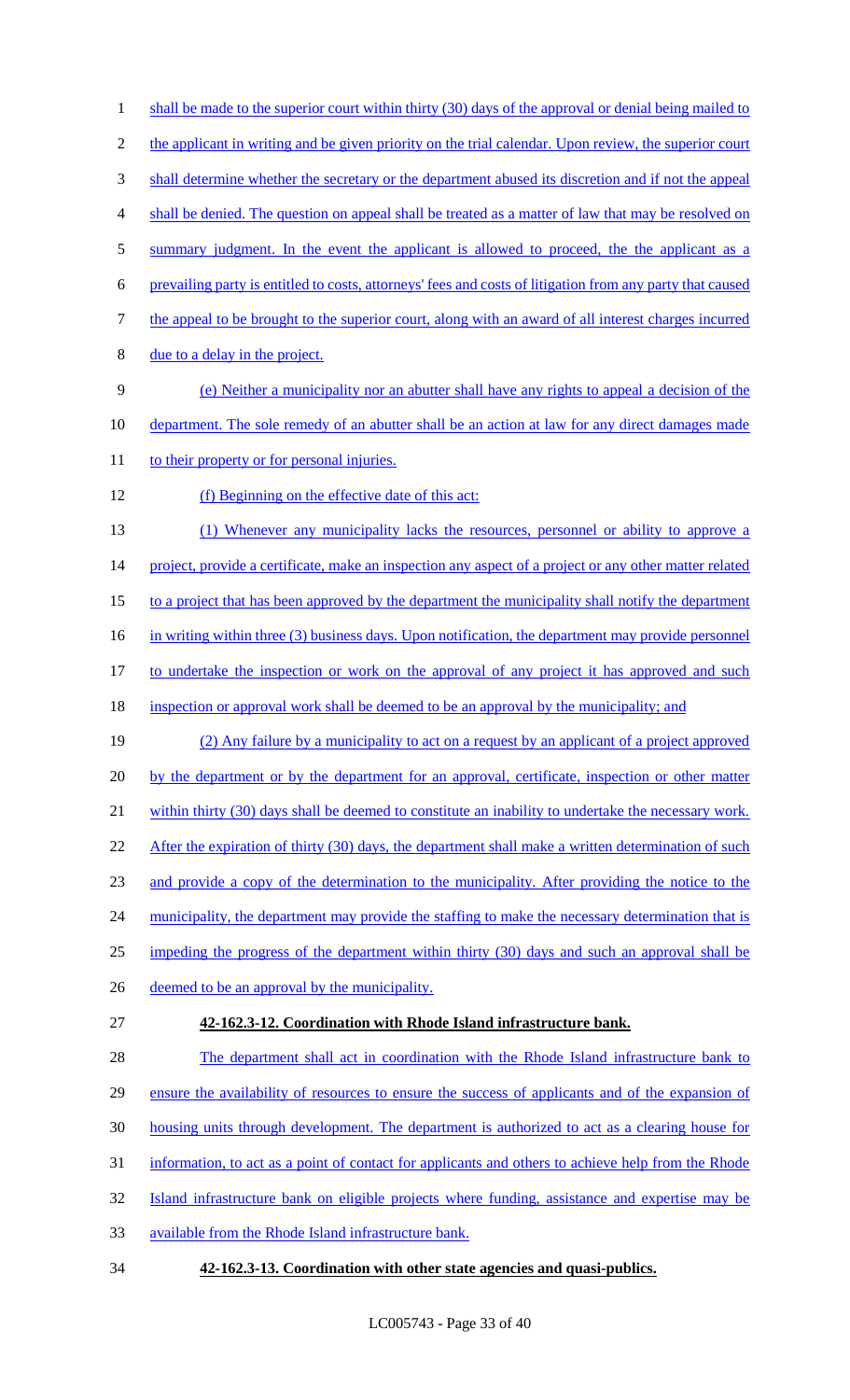shall be made to the superior court within thirty (30) days of the approval or denial being mailed to the applicant in writing and be given priority on the trial calendar. Upon review, the superior court shall determine whether the secretary or the department abused its discretion and if not the appeal shall be denied. The question on appeal shall be treated as a matter of law that may be resolved on summary judgment. In the event the applicant is allowed to proceed, the the applicant as a prevailing party is entitled to costs, attorneys' fees and costs of litigation from any party that caused the appeal to be brought to the superior court, along with an award of all interest charges incurred due to a delay in the project.

(e) Neither a municipality nor an abutter shall have any rights to appeal a decision of the department. The sole remedy of an abutter shall be an action at law for any direct damages made to their property or for personal injuries.

(f) Beginning on the effective date of this act:

(1) Whenever any municipality lacks the resources, personnel or ability to approve a project, provide a certificate, make an inspection any aspect of a project or any other matter related to a project that has been approved by the department the municipality shall notify the department in writing within three (3) business days. Upon notification, the department may provide personnel to undertake the inspection or work on the approval of any project it has approved and such inspection or approval work shall be deemed to be an approval by the municipality; and

(2) Any failure by a municipality to act on a request by an applicant of a project approved by the department or by the department for an approval, certificate, inspection or other matter within thirty (30) days shall be deemed to constitute an inability to undertake the necessary work. After the expiration of thirty (30) days, the department shall make a written determination of such and provide a copy of the determination to the municipality. After providing the notice to the municipality, the department may provide the staffing to make the necessary determination that is impeding the progress of the department within thirty (30) days and such an approval shall be deemed to be an approval by the municipality.

**42-162.3-12. Coordination with Rhode Island infrastructure bank.**

The department shall act in coordination with the Rhode Island infrastructure bank to ensure the availability of resources to ensure the success of applicants and of the expansion of housing units through development. The department is authorized to act as a clearing house for information, to act as a point of contact for applicants and others to achieve help from the Rhode Island infrastructure bank on eligible projects where funding, assistance and expertise may be available from the Rhode Island infrastructure bank.

**42-162.3-13. Coordination with other state agencies and quasi-publics.**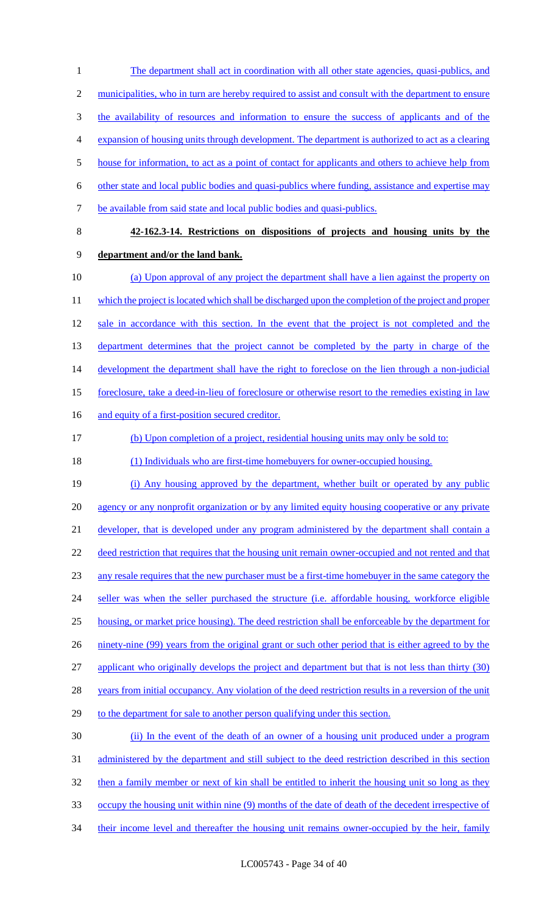The department shall act in coordination with all other state agencies, quasi-publics, and municipalities, who in turn are hereby required to assist and consult with the department to ensure the availability of resources and information to ensure the success of applicants and of the expansion of housing units through development. The department is authorized to act as a clearing house for information, to act as a point of contact for applicants and others to achieve help from other state and local public bodies and quasi-publics where funding, assistance and expertise may be available from said state and local public bodies and quasi-publics.

**42-162.3-14. Restrictions on dispositions of projects and housing units by the department and/or the land bank.**

(a) Upon approval of any project the department shall have a lien against the property on which the project is located which shall be discharged upon the completion of the project and proper sale in accordance with this section. In the event that the project is not completed and the department determines that the project cannot be completed by the party in charge of the development the department shall have the right to foreclose on the lien through a non-judicial foreclosure, take a deed-in-lieu of foreclosure or otherwise resort to the remedies existing in law and equity of a first-position secured creditor.

(b) Upon completion of a project, residential housing units may only be sold to:

(1) Individuals who are first-time homebuyers for owner-occupied housing.

(i) Any housing approved by the department, whether built or operated by any public agency or any nonprofit organization or by any limited equity housing cooperative or any private developer, that is developed under any program administered by the department shall contain a deed restriction that requires that the housing unit remain owner-occupied and not rented and that any resale requires that the new purchaser must be a first-time homebuyer in the same category the seller was when the seller purchased the structure (i.e. affordable housing, workforce eligible housing, or market price housing). The deed restriction shall be enforceable by the department for ninety-nine (99) years from the original grant or such other period that is either agreed to by the applicant who originally develops the project and department but that is not less than thirty (30) years from initial occupancy. Any violation of the deed restriction results in a reversion of the unit to the department for sale to another person qualifying under this section.

(ii) In the event of the death of an owner of a housing unit produced under a program administered by the department and still subject to the deed restriction described in this section then a family member or next of kin shall be entitled to inherit the housing unit so long as they occupy the housing unit within nine (9) months of the date of death of the decedent irrespective of their income level and thereafter the housing unit remains owner-occupied by the heir, family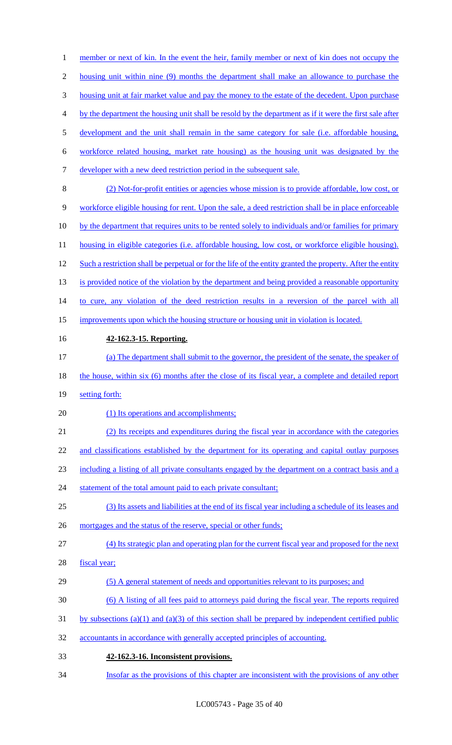member or next of kin. In the event the heir, family member or next of kin does not occupy the housing unit within nine (9) months the department shall make an allowance to purchase the housing unit at fair market value and pay the money to the estate of the decedent. Upon purchase by the department the housing unit shall be resold by the department as if it were the first sale after development and the unit shall remain in the same category for sale (i.e. affordable housing, workforce related housing, market rate housing) as the housing unit was designated by the developer with a new deed restriction period in the subsequent sale.

(2) Not-for-profit entities or agencies whose mission is to provide affordable, low cost, or workforce eligible housing for rent. Upon the sale, a deed restriction shall be in place enforceable by the department that requires units to be rented solely to individuals and/or families for primary housing in eligible categories (i.e. affordable housing, low cost, or workforce eligible housing). Such a restriction shall be perpetual or for the life of the entity granted the property. After the entity is provided notice of the violation by the department and being provided a reasonable opportunity to cure, any violation of the deed restriction results in a reversion of the parcel with all improvements upon which the housing structure or housing unit in violation is located.

**42-162.3-15. Reporting.**

(a) The department shall submit to the governor, the president of the senate, the speaker of the house, within six (6) months after the close of its fiscal year, a complete and detailed report setting forth:

(1) Its operations and accomplishments;

(2) Its receipts and expenditures during the fiscal year in accordance with the categories and classifications established by the department for its operating and capital outlay purposes including a listing of all private consultants engaged by the department on a contract basis and a statement of the total amount paid to each private consultant;

(3) Its assets and liabilities at the end of its fiscal year including a schedule of its leases and mortgages and the status of the reserve, special or other funds;

(4) Its strategic plan and operating plan for the current fiscal year and proposed for the next fiscal year;

(5) A general statement of needs and opportunities relevant to its purposes; and

(6) A listing of all fees paid to attorneys paid during the fiscal year. The reports required by subsections (a)(1) and (a)(3) of this section shall be prepared by independent certified public accountants in accordance with generally accepted principles of accounting.

**42-162.3-16. Inconsistent provisions.**

Insofar as the provisions of this chapter are inconsistent with the provisions of any other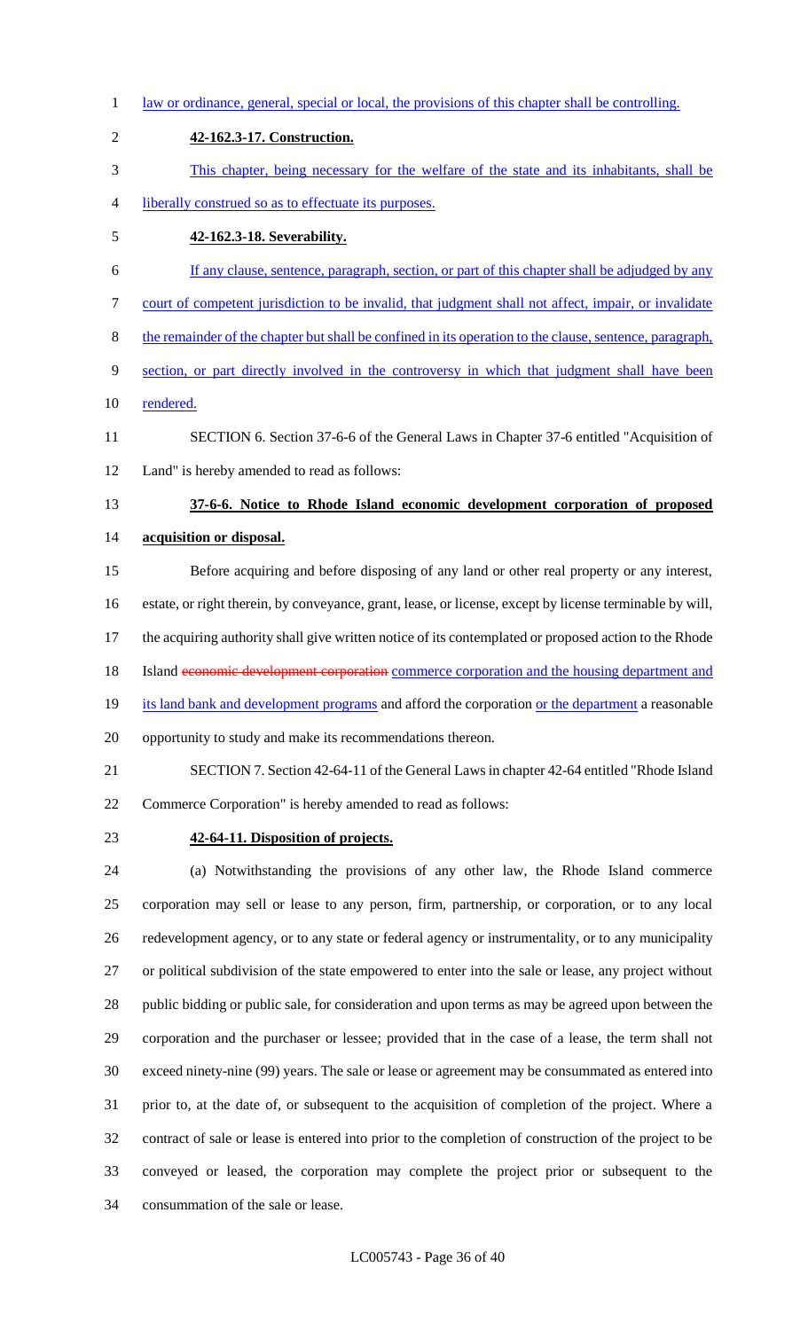law or ordinance, general, special or local, the provisions of this chapter shall be controlling.

**42-162.3-17. Construction.**

This chapter, being necessary for the welfare of the state and its inhabitants, shall be liberally construed so as to effectuate its purposes.

**42-162.3-18. Severability.**

If any clause, sentence, paragraph, section, or part of this chapter shall be adjudged by any court of competent jurisdiction to be invalid, that judgment shall not affect, impair, or invalidate the remainder of the chapter but shall be confined in its operation to the clause, sentence, paragraph, section, or part directly involved in the controversy in which that judgment shall have been rendered.

SECTION 6. Section 37-6-6 of the General Laws in Chapter 37-6 entitled "Acquisition of Land" is hereby amended to read as follows:

**37-6-6. Notice to Rhode Island economic development corporation of proposed acquisition or disposal.**

Before acquiring and before disposing of any land or other real property or any interest, estate, or right therein, by conveyance, grant, lease, or license, except by license terminable by will, the acquiring authority shall give written notice of its contemplated or proposed action to the Rhode Island ~~economic development corporation~~ commerce corporation and the housing department and its land bank and development programs and afford the corporation or the department a reasonable opportunity to study and make its recommendations thereon.

SECTION 7. Section 42-64-11 of the General Laws in chapter 42-64 entitled "Rhode Island Commerce Corporation" is hereby amended to read as follows:

**42-64-11. Disposition of projects.**

(a) Notwithstanding the provisions of any other law, the Rhode Island commerce corporation may sell or lease to any person, firm, partnership, or corporation, or to any local redevelopment agency, or to any state or federal agency or instrumentality, or to any municipality or political subdivision of the state empowered to enter into the sale or lease, any project without public bidding or public sale, for consideration and upon terms as may be agreed upon between the corporation and the purchaser or lessee; provided that in the case of a lease, the term shall not exceed ninety-nine (99) years. The sale or lease or agreement may be consummated as entered into prior to, at the date of, or subsequent to the acquisition of completion of the project. Where a contract of sale or lease is entered into prior to the completion of construction of the project to be conveyed or leased, the corporation may complete the project prior or subsequent to the consummation of the sale or lease.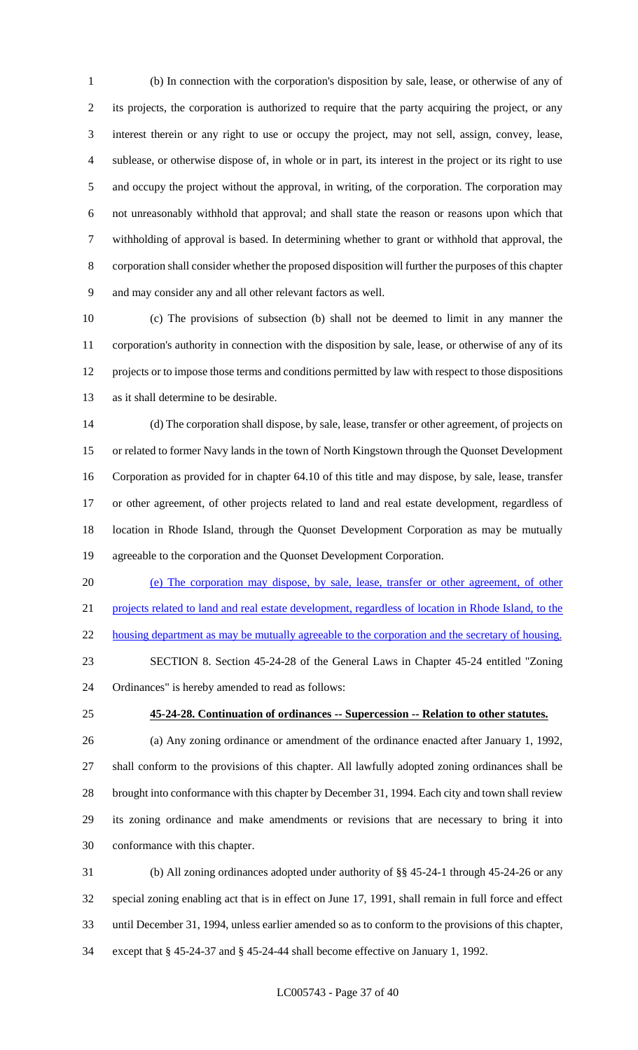(b) In connection with the corporation's disposition by sale, lease, or otherwise of any of its projects, the corporation is authorized to require that the party acquiring the project, or any interest therein or any right to use or occupy the project, may not sell, assign, convey, lease, sublease, or otherwise dispose of, in whole or in part, its interest in the project or its right to use and occupy the project without the approval, in writing, of the corporation. The corporation may not unreasonably withhold that approval; and shall state the reason or reasons upon which that withholding of approval is based. In determining whether to grant or withhold that approval, the corporation shall consider whether the proposed disposition will further the purposes of this chapter and may consider any and all other relevant factors as well.

(c) The provisions of subsection (b) shall not be deemed to limit in any manner the corporation's authority in connection with the disposition by sale, lease, or otherwise of any of its projects or to impose those terms and conditions permitted by law with respect to those dispositions as it shall determine to be desirable.

(d) The corporation shall dispose, by sale, lease, transfer or other agreement, of projects on or related to former Navy lands in the town of North Kingstown through the Quonset Development Corporation as provided for in chapter 64.10 of this title and may dispose, by sale, lease, transfer or other agreement, of other projects related to land and real estate development, regardless of location in Rhode Island, through the Quonset Development Corporation as may be mutually agreeable to the corporation and the Quonset Development Corporation.

(e) The corporation may dispose, by sale, lease, transfer or other agreement, of other projects related to land and real estate development, regardless of location in Rhode Island, to the housing department as may be mutually agreeable to the corporation and the secretary of housing.

SECTION 8. Section 45-24-28 of the General Laws in Chapter 45-24 entitled "Zoning Ordinances" is hereby amended to read as follows:

**45-24-28. Continuation of ordinances -- Supercession -- Relation to other statutes.**

(a) Any zoning ordinance or amendment of the ordinance enacted after January 1, 1992, shall conform to the provisions of this chapter. All lawfully adopted zoning ordinances shall be brought into conformance with this chapter by December 31, 1994. Each city and town shall review its zoning ordinance and make amendments or revisions that are necessary to bring it into conformance with this chapter.

(b) All zoning ordinances adopted under authority of §§ 45-24-1 through 45-24-26 or any special zoning enabling act that is in effect on June 17, 1991, shall remain in full force and effect until December 31, 1994, unless earlier amended so as to conform to the provisions of this chapter, except that § 45-24-37 and § 45-24-44 shall become effective on January 1, 1992.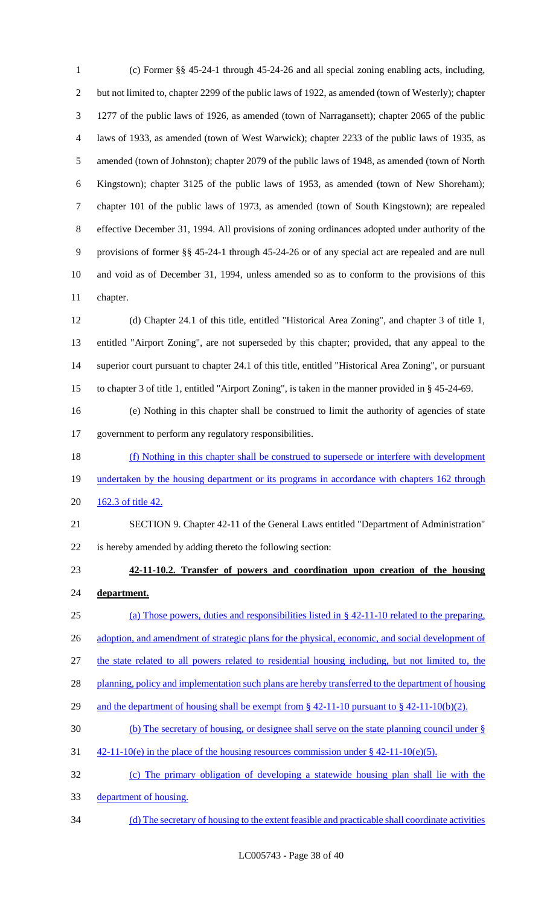(c) Former §§ 45-24-1 through 45-24-26 and all special zoning enabling acts, including, but not limited to, chapter 2299 of the public laws of 1922, as amended (town of Westerly); chapter 1277 of the public laws of 1926, as amended (town of Narragansett); chapter 2065 of the public laws of 1933, as amended (town of West Warwick); chapter 2233 of the public laws of 1935, as amended (town of Johnston); chapter 2079 of the public laws of 1948, as amended (town of North Kingstown); chapter 3125 of the public laws of 1953, as amended (town of New Shoreham); chapter 101 of the public laws of 1973, as amended (town of South Kingstown); are repealed effective December 31, 1994. All provisions of zoning ordinances adopted under authority of the provisions of former §§ 45-24-1 through 45-24-26 or of any special act are repealed and are null and void as of December 31, 1994, unless amended so as to conform to the provisions of this chapter.

(d) Chapter 24.1 of this title, entitled "Historical Area Zoning", and chapter 3 of title 1, entitled "Airport Zoning", are not superseded by this chapter; provided, that any appeal to the superior court pursuant to chapter 24.1 of this title, entitled "Historical Area Zoning", or pursuant to chapter 3 of title 1, entitled "Airport Zoning", is taken in the manner provided in § 45-24-69.

(e) Nothing in this chapter shall be construed to limit the authority of agencies of state government to perform any regulatory responsibilities.

(f) Nothing in this chapter shall be construed to supersede or interfere with development undertaken by the housing department or its programs in accordance with chapters 162 through 162.3 of title 42.

SECTION 9. Chapter 42-11 of the General Laws entitled "Department of Administration" is hereby amended by adding thereto the following section:

**42-11-10.2. Transfer of powers and coordination upon creation of the housing department.**

(a) Those powers, duties and responsibilities listed in § 42-11-10 related to the preparing, adoption, and amendment of strategic plans for the physical, economic, and social development of the state related to all powers related to residential housing including, but not limited to, the planning, policy and implementation such plans are hereby transferred to the department of housing and the department of housing shall be exempt from § 42-11-10 pursuant to § 42-11-10(b)(2).

(b) The secretary of housing, or designee shall serve on the state planning council under § 42-11-10(e) in the place of the housing resources commission under § 42-11-10(e)(5).

(c) The primary obligation of developing a statewide housing plan shall lie with the department of housing.

(d) The secretary of housing to the extent feasible and practicable shall coordinate activities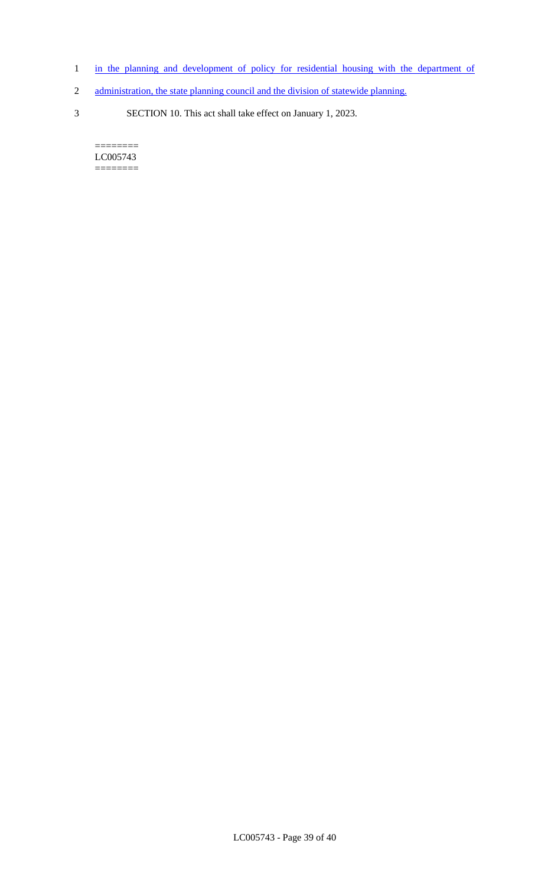in the planning and development of policy for residential housing with the department of administration, the state planning council and the division of statewide planning.

SECTION 10. This act shall take effect on January 1, 2023.

========
LC005743
========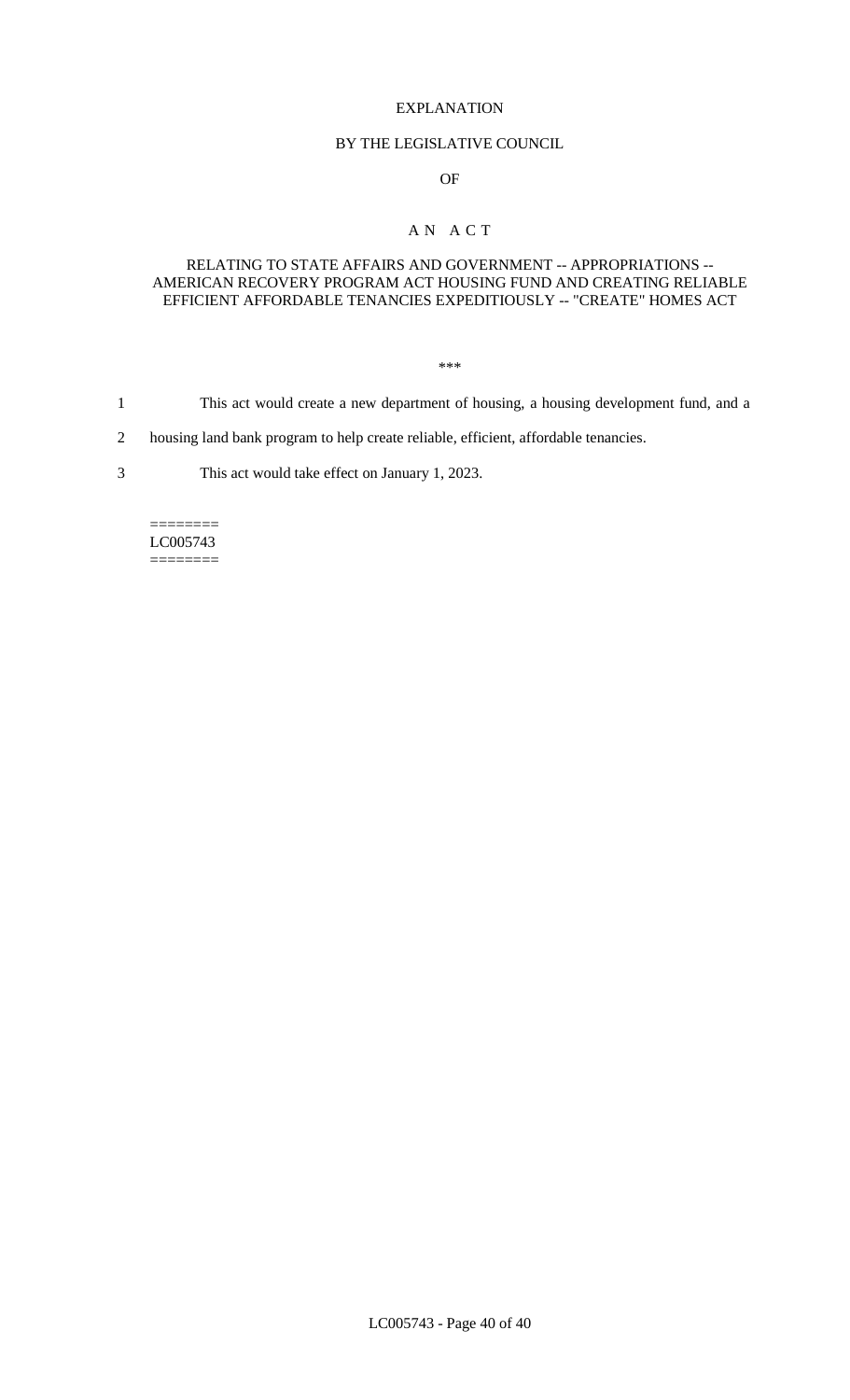EXPLANATION

BY THE LEGISLATIVE COUNCIL

OF

# A N A C T

RELATING TO STATE AFFAIRS AND GOVERNMENT -- APPROPRIATIONS -- AMERICAN RECOVERY PROGRAM ACT HOUSING FUND AND CREATING RELIABLE EFFICIENT AFFORDABLE TENANCIES EXPEDITIOUSLY -- "CREATE" HOMES ACT

\*\*\*

1 This act would create a new department of housing, a housing development fund, and a

2 housing land bank program to help create reliable, efficient, affordable tenancies.

3 This act would take effect on January 1, 2023.

========
LC005743
========